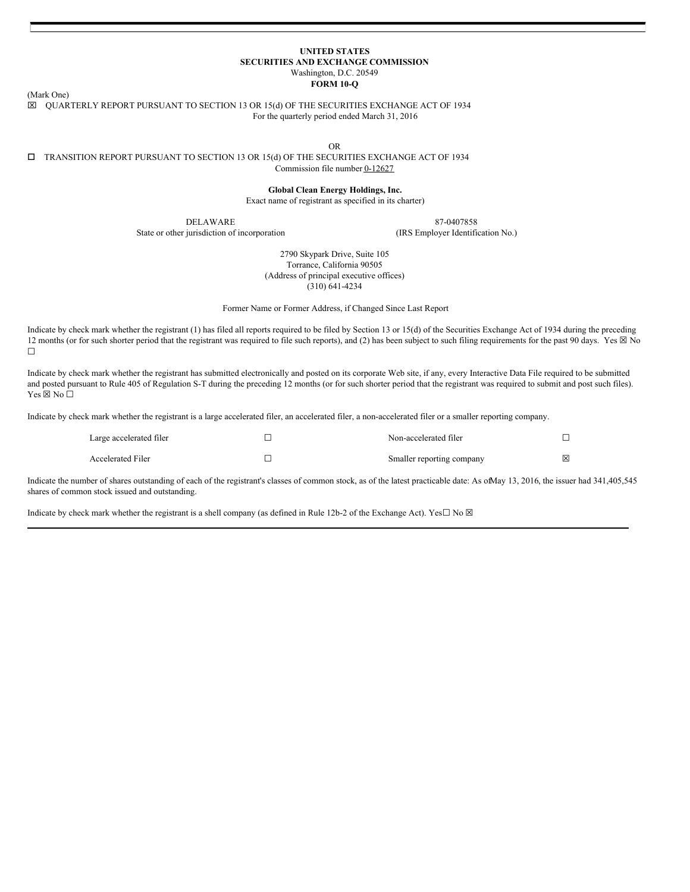**UNITED STATES**
**SECURITIES AND EXCHANGE COMMISSION**
Washington, D.C. 20549
**FORM 10-Q**

(Mark One)

☒ QUARTERLY REPORT PURSUANT TO SECTION 13 OR 15(d) OF THE SECURITIES EXCHANGE ACT OF 1934
For the quarterly period ended March 31, 2016

OR

☐ TRANSITION REPORT PURSUANT TO SECTION 13 OR 15(d) OF THE SECURITIES EXCHANGE ACT OF 1934
Commission file number 0-12627

**Global Clean Energy Holdings, Inc.**
Exact name of registrant as specified in its charter)

| DELAWARE | 87-0407858 |
|---|---|
| State or other jurisdiction of incorporation | (IRS Employer Identification No.) |

2790 Skypark Drive, Suite 105
Torrance, California 90505
(Address of principal executive offices)
(310) 641-4234

Former Name or Former Address, if Changed Since Last Report

Indicate by check mark whether the registrant (1) has filed all reports required to be filed by Section 13 or 15(d) of the Securities Exchange Act of 1934 during the preceding 12 months (or for such shorter period that the registrant was required to file such reports), and (2) has been subject to such filing requirements for the past 90 days. Yes ☒ No ☐

Indicate by check mark whether the registrant has submitted electronically and posted on its corporate Web site, if any, every Interactive Data File required to be submitted and posted pursuant to Rule 405 of Regulation S-T during the preceding 12 months (or for such shorter period that the registrant was required to submit and post such files). Yes ☒ No ☐

Indicate by check mark whether the registrant is a large accelerated filer, an accelerated filer, a non-accelerated filer or a smaller reporting company.

| | | | |
|---|---|---|---|
| Large accelerated filer | ☐ | Non-accelerated filer | ☐ |
| Accelerated Filer | ☐ | Smaller reporting company | ☒ |

Indicate the number of shares outstanding of each of the registrant's classes of common stock, as of the latest practicable date: As of May 13, 2016, the issuer had 341,405,545 shares of common stock issued and outstanding.

Indicate by check mark whether the registrant is a shell company (as defined in Rule 12b-2 of the Exchange Act). Yes ☐ No ☒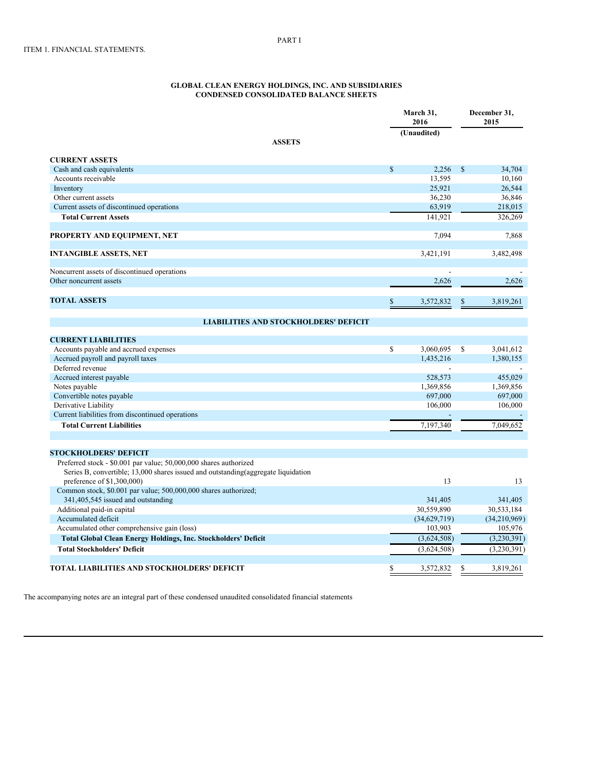PART I

ITEM 1. FINANCIAL STATEMENTS.

**GLOBAL CLEAN ENERGY HOLDINGS, INC. AND SUBSIDIARIES**
**CONDENSED CONSOLIDATED BALANCE SHEETS**

| | March 31, 2016 (Unaudited) | December 31, 2015 |
|---|---|---|
| **ASSETS** | | |
| **CURRENT ASSETS** | | |
| Cash and cash equivalents | $ 2,256 | $ 34,704 |
| Accounts receivable | 13,595 | 10,160 |
| Inventory | 25,921 | 26,544 |
| Other current assets | 36,230 | 36,846 |
| Current assets of discontinued operations | 63,919 | 218,015 |
| **Total Current Assets** | 141,921 | 326,269 |
| | | |
| **PROPERTY AND EQUIPMENT, NET** | 7,094 | 7,868 |
| | | |
| **INTANGIBLE ASSETS, NET** | 3,421,191 | 3,482,498 |
| | | |
| Noncurrent assets of discontinued operations | - | - |
| Other noncurrent assets | 2,626 | 2,626 |
| | | |
| **TOTAL ASSETS** | $ 3,572,832 | $ 3,819,261 |
| | | |
| **LIABILITIES AND STOCKHOLDERS' DEFICIT** | | |
| | | |
| **CURRENT LIABILITIES** | | |
| Accounts payable and accrued expenses | $ 3,060,695 | $ 3,041,612 |
| Accrued payroll and payroll taxes | 1,435,216 | 1,380,155 |
| Deferred revenue | - | - |
| Accrued interest payable | 528,573 | 455,029 |
| Notes payable | 1,369,856 | 1,369,856 |
| Convertible notes payable | 697,000 | 697,000 |
| Derivative Liability | 106,000 | 106,000 |
| Current liabilities from discontinued operations | - | - |
| **Total Current Liabilities** | 7,197,340 | 7,049,652 |
| | | |
| **STOCKHOLDERS' DEFICIT** | | |
| Preferred stock - $0.001 par value; 50,000,000 shares authorized Series B, convertible; 13,000 shares issued and outstanding(aggregate liquidation preference of $1,300,000) | 13 | 13 |
| Common stock, $0.001 par value; 500,000,000 shares authorized; 341,405,545 issued and outstanding | 341,405 | 341,405 |
| Additional paid-in capital | 30,559,890 | 30,533,184 |
| Accumulated deficit | (34,629,719) | (34,210,969) |
| Accumulated other comprehensive gain (loss) | 103,903 | 105,976 |
| **Total Global Clean Energy Holdings, Inc. Stockholders' Deficit** | (3,624,508) | (3,230,391) |
| **Total Stockholders' Deficit** | (3,624,508) | (3,230,391) |
| | | |
| **TOTAL LIABILITIES AND STOCKHOLDERS' DEFICIT** | $ 3,572,832 | $ 3,819,261 |

The accompanying notes are an integral part of these condensed unaudited consolidated financial statements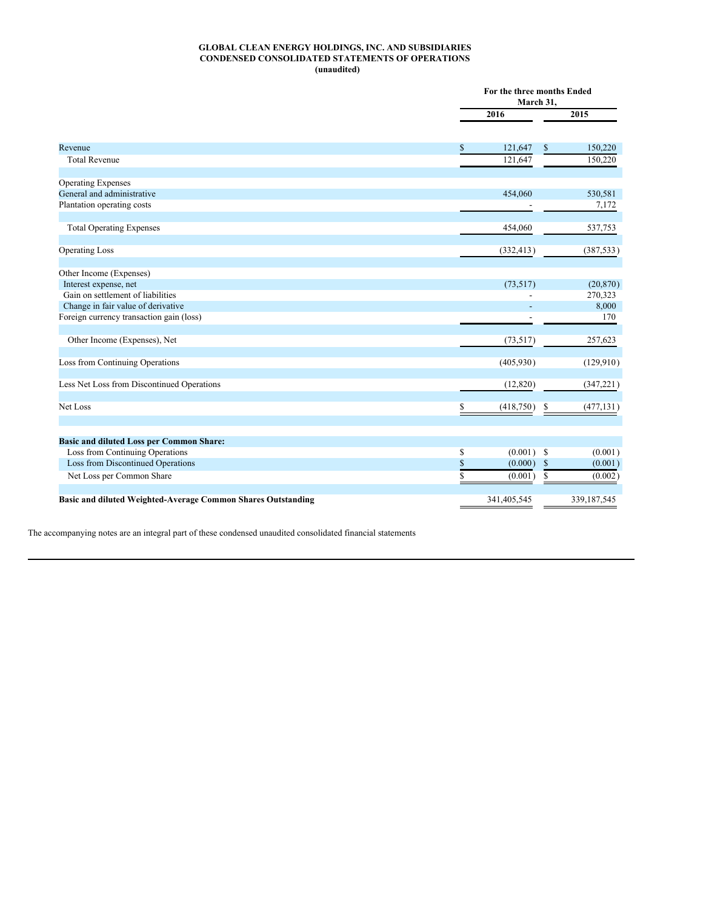**GLOBAL CLEAN ENERGY HOLDINGS, INC. AND SUBSIDIARIES**
**CONDENSED CONSOLIDATED STATEMENTS OF OPERATIONS**
**(unaudited)**

| | For the three months Ended March 31, | |
|---|---|---|
| | 2016 | 2015 |
| Revenue | $ 121,647 | $ 150,220 |
| Total Revenue | 121,647 | 150,220 |
| | | |
| Operating Expenses | | |
| General and administrative | 454,060 | 530,581 |
| Plantation operating costs | - | 7,172 |
| | | |
| Total Operating Expenses | 454,060 | 537,753 |
| | | |
| Operating Loss | (332,413) | (387,533) |
| | | |
| Other Income (Expenses) | | |
| Interest expense, net | (73,517) | (20,870) |
| Gain on settlement of liabilities | - | 270,323 |
| Change in fair value of derivative | - | 8,000 |
| Foreign currency transaction gain (loss) | - | 170 |
| | | |
| Other Income (Expenses), Net | (73,517) | 257,623 |
| | | |
| Loss from Continuing Operations | (405,930) | (129,910) |
| | | |
| Less Net Loss from Discontinued Operations | (12,820) | (347,221) |
| | | |
| Net Loss | $ (418,750) | $ (477,131) |
| | | |
| **Basic and diluted Loss per Common Share:** | | |
| Loss from Continuing Operations | $ (0.001) | $ (0.001) |
| Loss from Discontinued Operations | $ (0.000) | $ (0.001) |
| Net Loss per Common Share | $ (0.001) | $ (0.002) |
| | | |
| **Basic and diluted Weighted-Average Common Shares Outstanding** | 341,405,545 | 339,187,545 |

The accompanying notes are an integral part of these condensed unaudited consolidated financial statements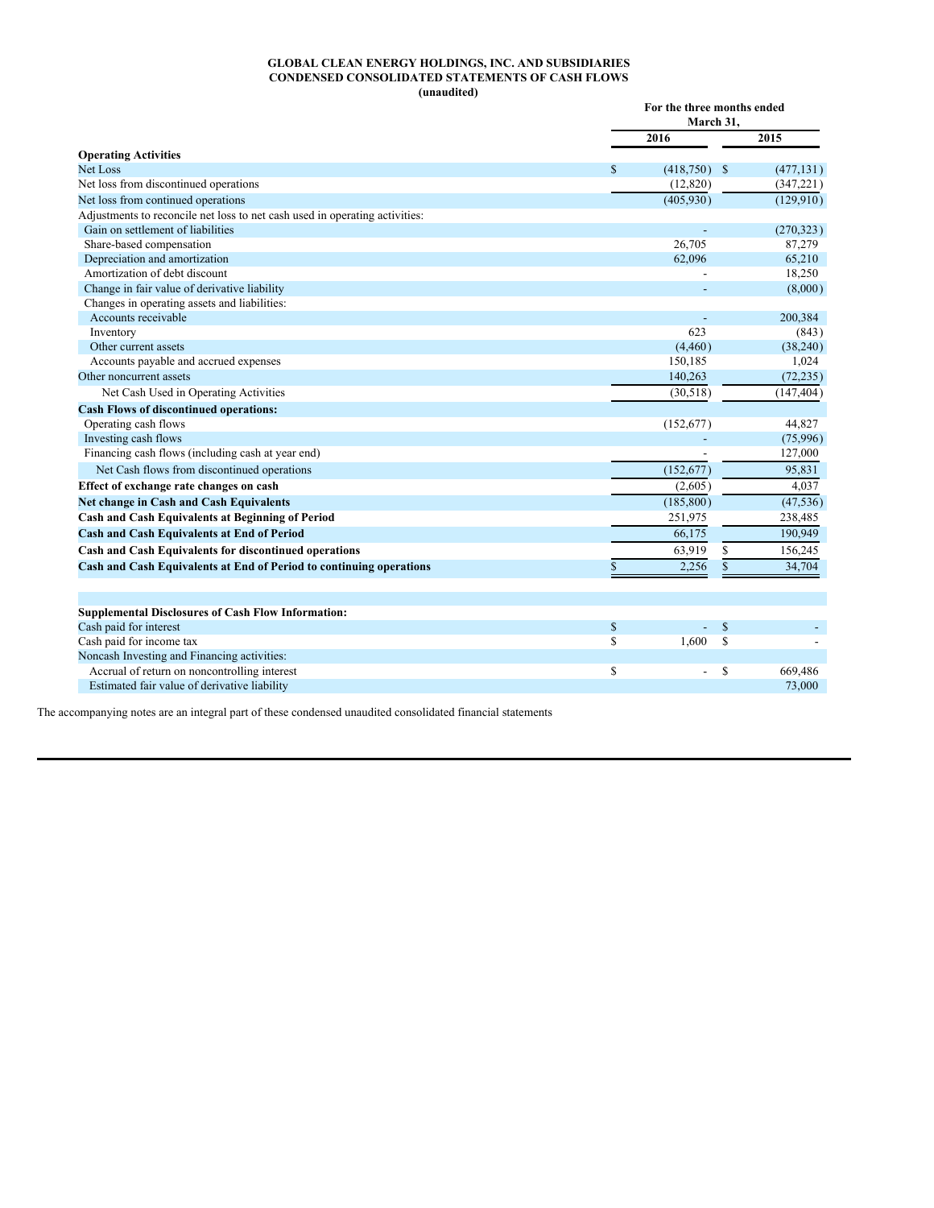**GLOBAL CLEAN ENERGY HOLDINGS, INC. AND SUBSIDIARIES**
**CONDENSED CONSOLIDATED STATEMENTS OF CASH FLOWS**
**(unaudited)**

| | For the three months ended March 31, | |
|---|---|---|
| | **2016** | **2015** |
| **Operating Activities** | | |
| Net Loss | $ (418,750) | $ (477,131) |
| Net loss from discontinued operations | (12,820) | (347,221) |
| Net loss from continued operations | (405,930) | (129,910) |
| Adjustments to reconcile net loss to net cash used in operating activities: | | |
| Gain on settlement of liabilities | - | (270,323) |
| Share-based compensation | 26,705 | 87,279 |
| Depreciation and amortization | 62,096 | 65,210 |
| Amortization of debt discount | - | 18,250 |
| Change in fair value of derivative liability | - | (8,000) |
| Changes in operating assets and liabilities: | | |
| Accounts receivable | - | 200,384 |
| Inventory | 623 | (843) |
| Other current assets | (4,460) | (38,240) |
| Accounts payable and accrued expenses | 150,185 | 1,024 |
| Other noncurrent assets | 140,263 | (72,235) |
| Net Cash Used in Operating Activities | (30,518) | (147,404) |
| **Cash Flows of discontinued operations:** | | |
| Operating cash flows | (152,677) | 44,827 |
| Investing cash flows | - | (75,996) |
| Financing cash flows (including cash at year end) | - | 127,000 |
| Net Cash flows from discontinued operations | (152,677) | 95,831 |
| **Effect of exchange rate changes on cash** | (2,605) | 4,037 |
| **Net change in Cash and Cash Equivalents** | (185,800) | (47,536) |
| **Cash and Cash Equivalents at Beginning of Period** | 251,975 | 238,485 |
| **Cash and Cash Equivalents at End of Period** | 66,175 | 190,949 |
| **Cash and Cash Equivalents for discontinued operations** | 63,919 | $ 156,245 |
| **Cash and Cash Equivalents at End of Period to continuing operations** | $ 2,256 | $ 34,704 |
| | | |
| **Supplemental Disclosures of Cash Flow Information:** | | |
| Cash paid for interest | $ - | $ - |
| Cash paid for income tax | $ 1,600 | $ - |
| Noncash Investing and Financing activities: | | |
| Accrual of return on noncontrolling interest | $ - | $ 669,486 |
| Estimated fair value of derivative liability | | 73,000 |

The accompanying notes are an integral part of these condensed unaudited consolidated financial statements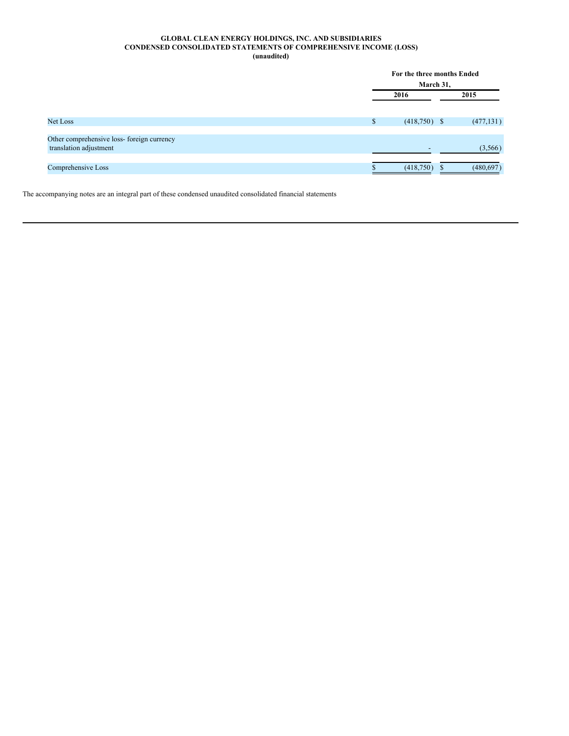**GLOBAL CLEAN ENERGY HOLDINGS, INC. AND SUBSIDIARIES**
**CONDENSED CONSOLIDATED STATEMENTS OF COMPREHENSIVE INCOME (LOSS)**
**(unaudited)**

| | For the three months Ended March 31, | |
|---|---|---|
| | 2016 | 2015 |
| Net Loss | $ (418,750) | $ (477,131) |
| Other comprehensive loss- foreign currency translation adjustment | - | (3,566) |
| Comprehensive Loss | $ (418,750) | $ (480,697) |

The accompanying notes are an integral part of these condensed unaudited consolidated financial statements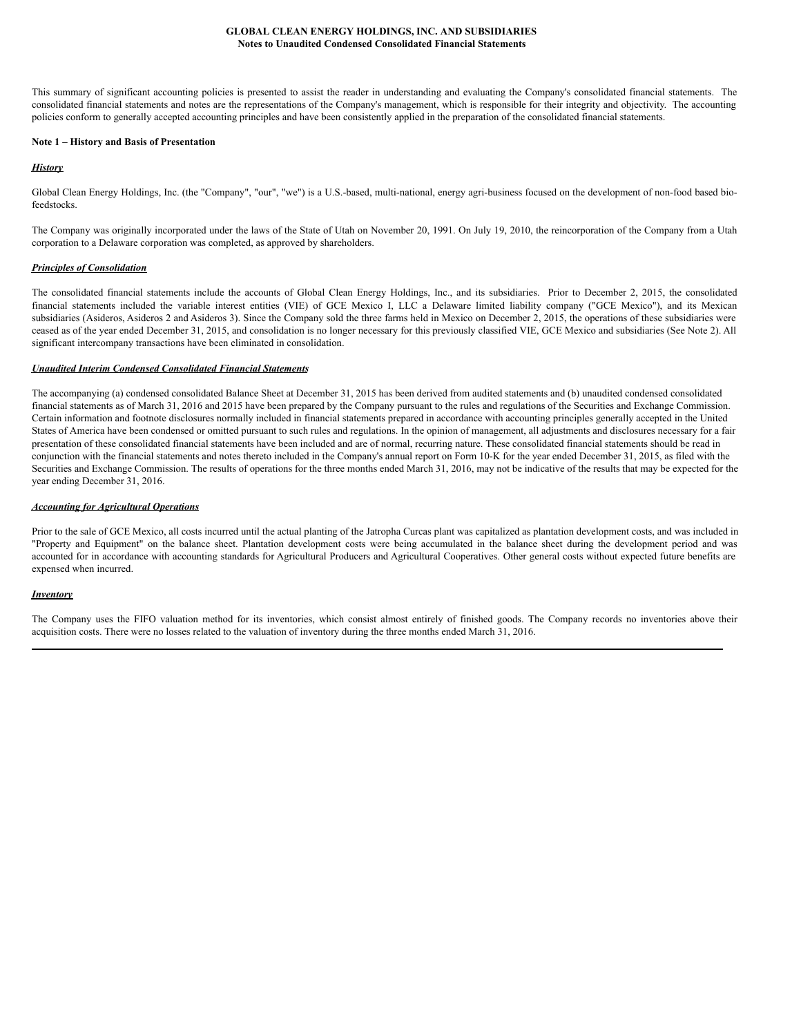This summary of significant accounting policies is presented to assist the reader in understanding and evaluating the Company's consolidated financial statements. The consolidated financial statements and notes are the representations of the Company's management, which is responsible for their integrity and objectivity. The accounting policies conform to generally accepted accounting principles and have been consistently applied in the preparation of the consolidated financial statements.

**Note 1 – History and Basis of Presentation**

***History***

Global Clean Energy Holdings, Inc. (the "Company", "our", "we") is a U.S.-based, multi-national, energy agri-business focused on the development of non-food based bio-feedstocks.

The Company was originally incorporated under the laws of the State of Utah on November 20, 1991. On July 19, 2010, the reincorporation of the Company from a Utah corporation to a Delaware corporation was completed, as approved by shareholders.

***Principles of Consolidation***

The consolidated financial statements include the accounts of Global Clean Energy Holdings, Inc., and its subsidiaries. Prior to December 2, 2015, the consolidated financial statements included the variable interest entities (VIE) of GCE Mexico I, LLC a Delaware limited liability company ("GCE Mexico"), and its Mexican subsidiaries (Asideros, Asideros 2 and Asideros 3). Since the Company sold the three farms held in Mexico on December 2, 2015, the operations of these subsidiaries were ceased as of the year ended December 31, 2015, and consolidation is no longer necessary for this previously classified VIE, GCE Mexico and subsidiaries (See Note 2). All significant intercompany transactions have been eliminated in consolidation.

***Unaudited Interim Condensed Consolidated Financial Statements***

The accompanying (a) condensed consolidated Balance Sheet at December 31, 2015 has been derived from audited statements and (b) unaudited condensed consolidated financial statements as of March 31, 2016 and 2015 have been prepared by the Company pursuant to the rules and regulations of the Securities and Exchange Commission. Certain information and footnote disclosures normally included in financial statements prepared in accordance with accounting principles generally accepted in the United States of America have been condensed or omitted pursuant to such rules and regulations. In the opinion of management, all adjustments and disclosures necessary for a fair presentation of these consolidated financial statements have been included and are of normal, recurring nature. These consolidated financial statements should be read in conjunction with the financial statements and notes thereto included in the Company's annual report on Form 10-K for the year ended December 31, 2015, as filed with the Securities and Exchange Commission. The results of operations for the three months ended March 31, 2016, may not be indicative of the results that may be expected for the year ending December 31, 2016.

***Accounting for Agricultural Operations***

Prior to the sale of GCE Mexico, all costs incurred until the actual planting of the Jatropha Curcas plant was capitalized as plantation development costs, and was included in "Property and Equipment" on the balance sheet. Plantation development costs were being accumulated in the balance sheet during the development period and was accounted for in accordance with accounting standards for Agricultural Producers and Agricultural Cooperatives. Other general costs without expected future benefits are expensed when incurred.

***Inventory***

The Company uses the FIFO valuation method for its inventories, which consist almost entirely of finished goods. The Company records no inventories above their acquisition costs. There were no losses related to the valuation of inventory during the three months ended March 31, 2016.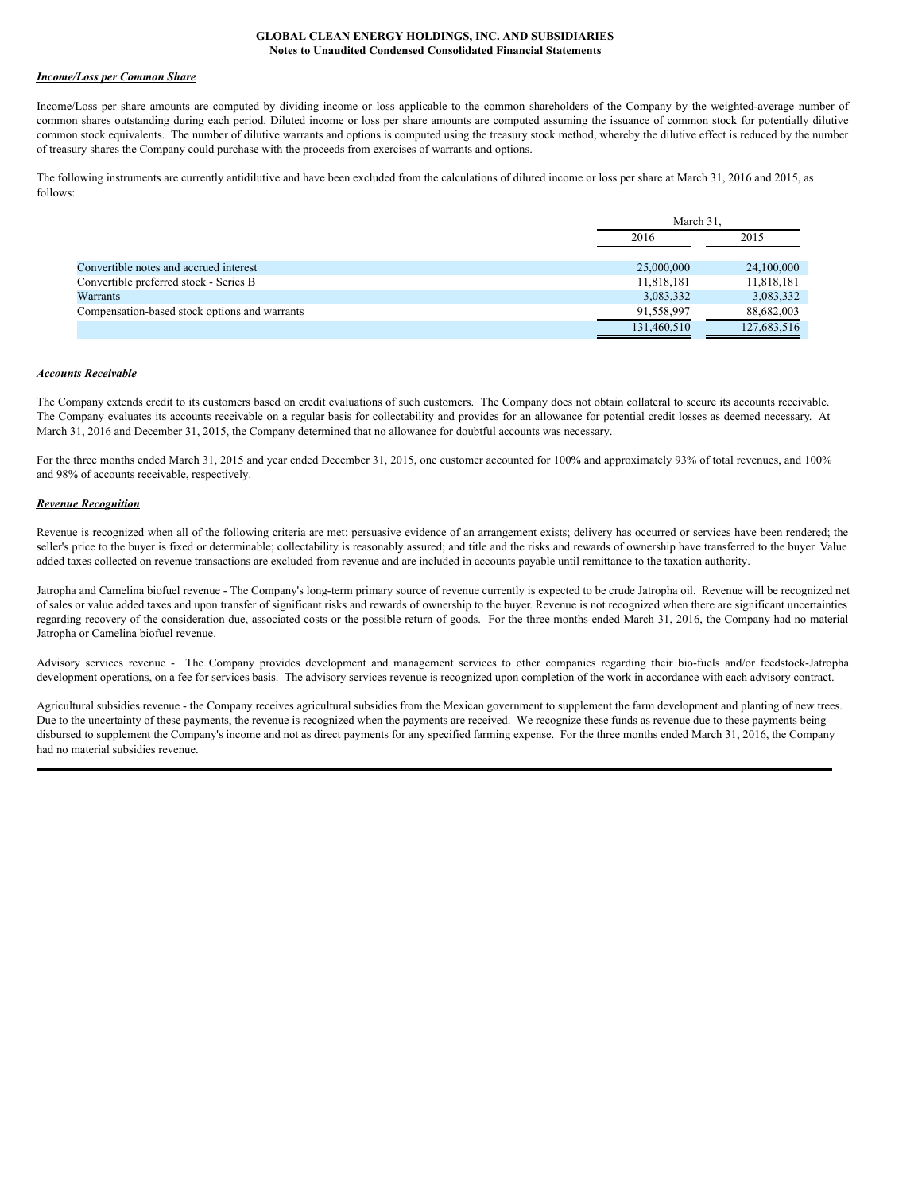***Income/Loss per Common Share***

Income/Loss per share amounts are computed by dividing income or loss applicable to the common shareholders of the Company by the weighted-average number of common shares outstanding during each period. Diluted income or loss per share amounts are computed assuming the issuance of common stock for potentially dilutive common stock equivalents. The number of dilutive warrants and options is computed using the treasury stock method, whereby the dilutive effect is reduced by the number of treasury shares the Company could purchase with the proceeds from exercises of warrants and options.

The following instruments are currently antidilutive and have been excluded from the calculations of diluted income or loss per share at March 31, 2016 and 2015, as follows:

| | March 31, | |
|---|---|---|
| | 2016 | 2015 |
| Convertible notes and accrued interest | 25,000,000 | 24,100,000 |
| Convertible preferred stock - Series B | 11,818,181 | 11,818,181 |
| Warrants | 3,083,332 | 3,083,332 |
| Compensation-based stock options and warrants | 91,558,997 | 88,682,003 |
| | 131,460,510 | 127,683,516 |

***Accounts Receivable***

The Company extends credit to its customers based on credit evaluations of such customers. The Company does not obtain collateral to secure its accounts receivable. The Company evaluates its accounts receivable on a regular basis for collectability and provides for an allowance for potential credit losses as deemed necessary. At March 31, 2016 and December 31, 2015, the Company determined that no allowance for doubtful accounts was necessary.

For the three months ended March 31, 2015 and year ended December 31, 2015, one customer accounted for 100% and approximately 93% of total revenues, and 100% and 98% of accounts receivable, respectively.

***Revenue Recognition***

Revenue is recognized when all of the following criteria are met: persuasive evidence of an arrangement exists; delivery has occurred or services have been rendered; the seller's price to the buyer is fixed or determinable; collectability is reasonably assured; and title and the risks and rewards of ownership have transferred to the buyer. Value added taxes collected on revenue transactions are excluded from revenue and are included in accounts payable until remittance to the taxation authority.

Jatropha and Camelina biofuel revenue - The Company's long-term primary source of revenue currently is expected to be crude Jatropha oil. Revenue will be recognized net of sales or value added taxes and upon transfer of significant risks and rewards of ownership to the buyer. Revenue is not recognized when there are significant uncertainties regarding recovery of the consideration due, associated costs or the possible return of goods. For the three months ended March 31, 2016, the Company had no material Jatropha or Camelina biofuel revenue.

Advisory services revenue - The Company provides development and management services to other companies regarding their bio-fuels and/or feedstock-Jatropha development operations, on a fee for services basis. The advisory services revenue is recognized upon completion of the work in accordance with each advisory contract.

Agricultural subsidies revenue - the Company receives agricultural subsidies from the Mexican government to supplement the farm development and planting of new trees. Due to the uncertainty of these payments, the revenue is recognized when the payments are received. We recognize these funds as revenue due to these payments being disbursed to supplement the Company's income and not as direct payments for any specified farming expense. For the three months ended March 31, 2016, the Company had no material subsidies revenue.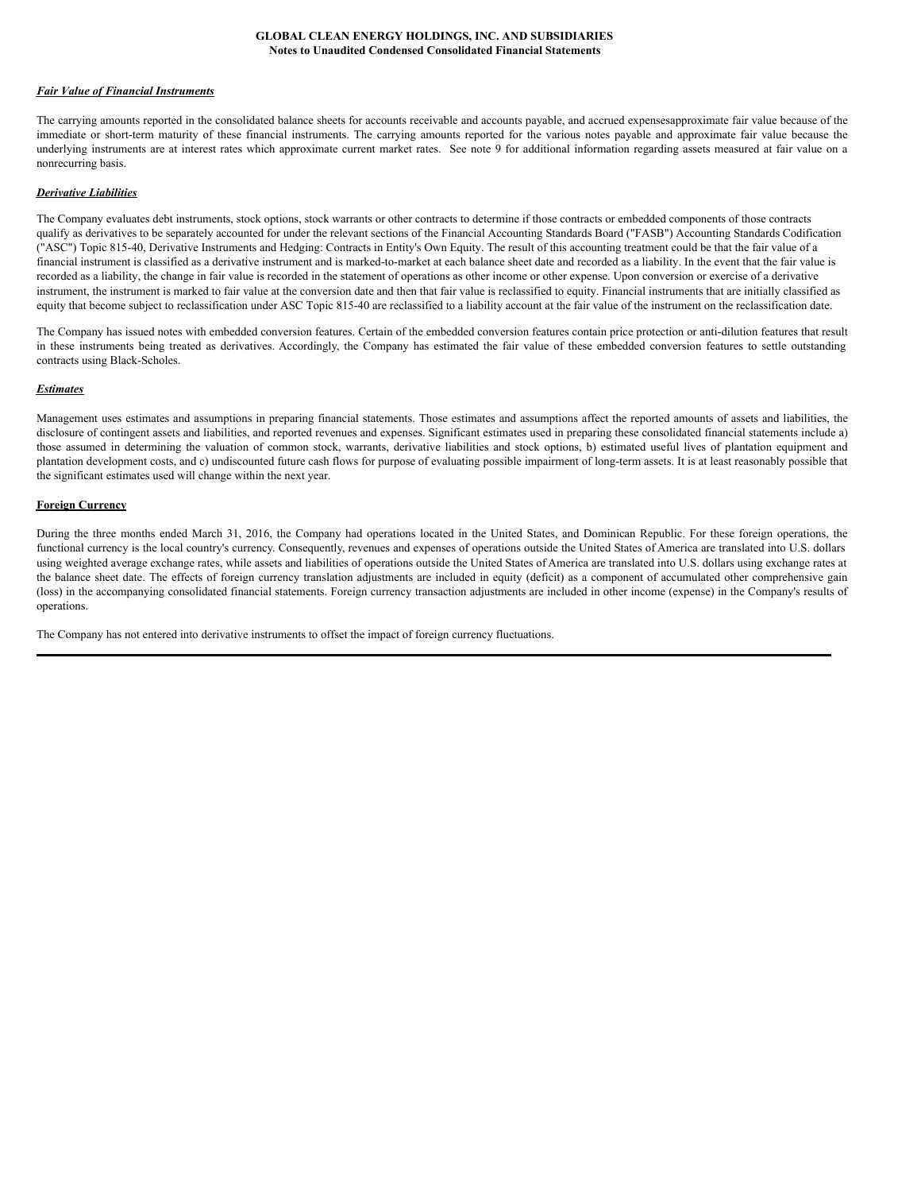***Fair Value of Financial Instruments***

The carrying amounts reported in the consolidated balance sheets for accounts receivable and accounts payable, and accrued expensesapproximate fair value because of the immediate or short-term maturity of these financial instruments. The carrying amounts reported for the various notes payable and approximate fair value because the underlying instruments are at interest rates which approximate current market rates. See note 9 for additional information regarding assets measured at fair value on a nonrecurring basis.

***Derivative Liabilities***

The Company evaluates debt instruments, stock options, stock warrants or other contracts to determine if those contracts or embedded components of those contracts qualify as derivatives to be separately accounted for under the relevant sections of the Financial Accounting Standards Board ("FASB") Accounting Standards Codification ("ASC") Topic 815-40, Derivative Instruments and Hedging: Contracts in Entity's Own Equity. The result of this accounting treatment could be that the fair value of a financial instrument is classified as a derivative instrument and is marked-to-market at each balance sheet date and recorded as a liability. In the event that the fair value is recorded as a liability, the change in fair value is recorded in the statement of operations as other income or other expense. Upon conversion or exercise of a derivative instrument, the instrument is marked to fair value at the conversion date and then that fair value is reclassified to equity. Financial instruments that are initially classified as equity that become subject to reclassification under ASC Topic 815-40 are reclassified to a liability account at the fair value of the instrument on the reclassification date.

The Company has issued notes with embedded conversion features. Certain of the embedded conversion features contain price protection or anti-dilution features that result in these instruments being treated as derivatives. Accordingly, the Company has estimated the fair value of these embedded conversion features to settle outstanding contracts using Black-Scholes.

***Estimates***

Management uses estimates and assumptions in preparing financial statements. Those estimates and assumptions affect the reported amounts of assets and liabilities, the disclosure of contingent assets and liabilities, and reported revenues and expenses. Significant estimates used in preparing these consolidated financial statements include a) those assumed in determining the valuation of common stock, warrants, derivative liabilities and stock options, b) estimated useful lives of plantation equipment and plantation development costs, and c) undiscounted future cash flows for purpose of evaluating possible impairment of long-term assets. It is at least reasonably possible that the significant estimates used will change within the next year.

**Foreign Currency**

During the three months ended March 31, 2016, the Company had operations located in the United States, and Dominican Republic. For these foreign operations, the functional currency is the local country's currency. Consequently, revenues and expenses of operations outside the United States of America are translated into U.S. dollars using weighted average exchange rates, while assets and liabilities of operations outside the United States of America are translated into U.S. dollars using exchange rates at the balance sheet date. The effects of foreign currency translation adjustments are included in equity (deficit) as a component of accumulated other comprehensive gain (loss) in the accompanying consolidated financial statements. Foreign currency transaction adjustments are included in other income (expense) in the Company's results of operations.

The Company has not entered into derivative instruments to offset the impact of foreign currency fluctuations.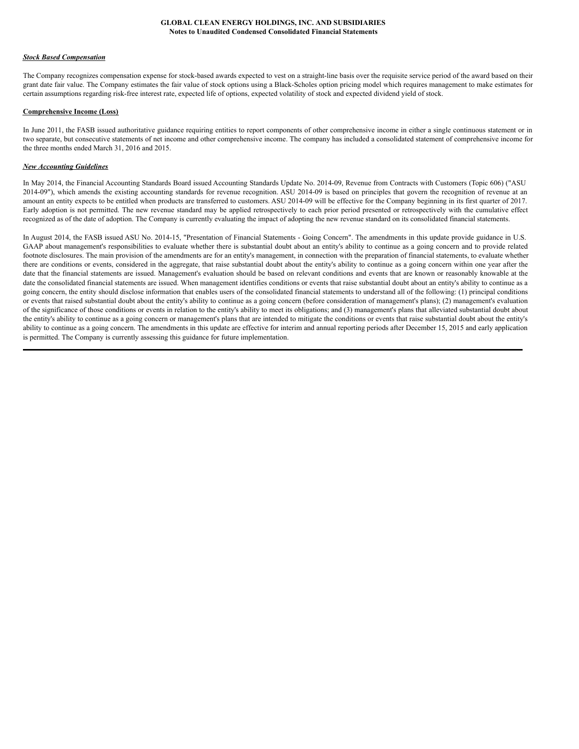***Stock Based Compensation***

The Company recognizes compensation expense for stock-based awards expected to vest on a straight-line basis over the requisite service period of the award based on their grant date fair value. The Company estimates the fair value of stock options using a Black-Scholes option pricing model which requires management to make estimates for certain assumptions regarding risk-free interest rate, expected life of options, expected volatility of stock and expected dividend yield of stock.

**Comprehensive Income (Loss)**

In June 2011, the FASB issued authoritative guidance requiring entities to report components of other comprehensive income in either a single continuous statement or in two separate, but consecutive statements of net income and other comprehensive income. The company has included a consolidated statement of comprehensive income for the three months ended March 31, 2016 and 2015.

***New Accounting Guidelines***

In May 2014, the Financial Accounting Standards Board issued Accounting Standards Update No. 2014-09, Revenue from Contracts with Customers (Topic 606) ("ASU 2014-09"), which amends the existing accounting standards for revenue recognition. ASU 2014-09 is based on principles that govern the recognition of revenue at an amount an entity expects to be entitled when products are transferred to customers. ASU 2014-09 will be effective for the Company beginning in its first quarter of 2017. Early adoption is not permitted. The new revenue standard may be applied retrospectively to each prior period presented or retrospectively with the cumulative effect recognized as of the date of adoption. The Company is currently evaluating the impact of adopting the new revenue standard on its consolidated financial statements.

In August 2014, the FASB issued ASU No. 2014-15, "Presentation of Financial Statements - Going Concern". The amendments in this update provide guidance in U.S. GAAP about management's responsibilities to evaluate whether there is substantial doubt about an entity's ability to continue as a going concern and to provide related footnote disclosures. The main provision of the amendments are for an entity's management, in connection with the preparation of financial statements, to evaluate whether there are conditions or events, considered in the aggregate, that raise substantial doubt about the entity's ability to continue as a going concern within one year after the date that the financial statements are issued. Management's evaluation should be based on relevant conditions and events that are known or reasonably knowable at the date the consolidated financial statements are issued. When management identifies conditions or events that raise substantial doubt about an entity's ability to continue as a going concern, the entity should disclose information that enables users of the consolidated financial statements to understand all of the following: (1) principal conditions or events that raised substantial doubt about the entity's ability to continue as a going concern (before consideration of management's plans); (2) management's evaluation of the significance of those conditions or events in relation to the entity's ability to meet its obligations; and (3) management's plans that alleviated substantial doubt about the entity's ability to continue as a going concern or management's plans that are intended to mitigate the conditions or events that raise substantial doubt about the entity's ability to continue as a going concern. The amendments in this update are effective for interim and annual reporting periods after December 15, 2015 and early application is permitted. The Company is currently assessing this guidance for future implementation.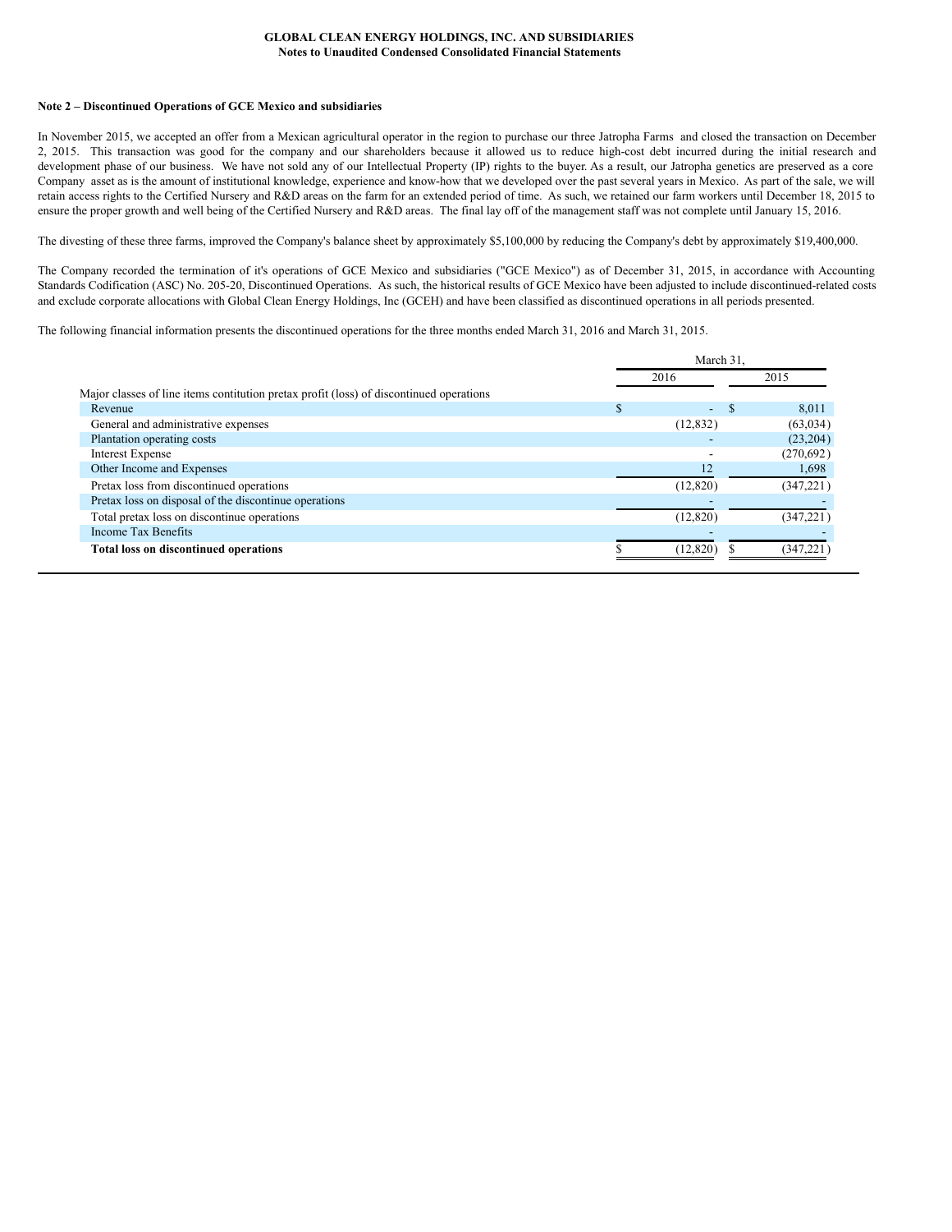**GLOBAL CLEAN ENERGY HOLDINGS, INC. AND SUBSIDIARIES**
**Notes to Unaudited Condensed Consolidated Financial Statements**

**Note 2 – Discontinued Operations of GCE Mexico and subsidiaries**

In November 2015, we accepted an offer from a Mexican agricultural operator in the region to purchase our three Jatropha Farms and closed the transaction on December 2, 2015. This transaction was good for the company and our shareholders because it allowed us to reduce high-cost debt incurred during the initial research and development phase of our business. We have not sold any of our Intellectual Property (IP) rights to the buyer. As a result, our Jatropha genetics are preserved as a core Company asset as is the amount of institutional knowledge, experience and know-how that we developed over the past several years in Mexico. As part of the sale, we will retain access rights to the Certified Nursery and R&D areas on the farm for an extended period of time. As such, we retained our farm workers until December 18, 2015 to ensure the proper growth and well being of the Certified Nursery and R&D areas. The final lay off of the management staff was not complete until January 15, 2016.

The divesting of these three farms, improved the Company's balance sheet by approximately $5,100,000 by reducing the Company's debt by approximately $19,400,000.

The Company recorded the termination of it's operations of GCE Mexico and subsidiaries ("GCE Mexico") as of December 31, 2015, in accordance with Accounting Standards Codification (ASC) No. 205-20, Discontinued Operations. As such, the historical results of GCE Mexico have been adjusted to include discontinued-related costs and exclude corporate allocations with Global Clean Energy Holdings, Inc (GCEH) and have been classified as discontinued operations in all periods presented.

The following financial information presents the discontinued operations for the three months ended March 31, 2016 and March 31, 2015.

| | March 31, | |
|---|---|---|
| | 2016 | 2015 |
| Major classes of line items contitution pretax profit (loss) of discontinued operations | | |
| Revenue | $ - | $ 8,011 |
| General and administrative expenses | (12,832) | (63,034) |
| Plantation operating costs | - | (23,204) |
| Interest Expense | - | (270,692) |
| Other Income and Expenses | 12 | 1,698 |
| Pretax loss from discontinued operations | (12,820) | (347,221) |
| Pretax loss on disposal of the discontinue operations | - | - |
| Total pretax loss on discontinue operations | (12,820) | (347,221) |
| Income Tax Benefits | - | - |
| **Total loss on discontinued operations** | $ (12,820) | $ (347,221) |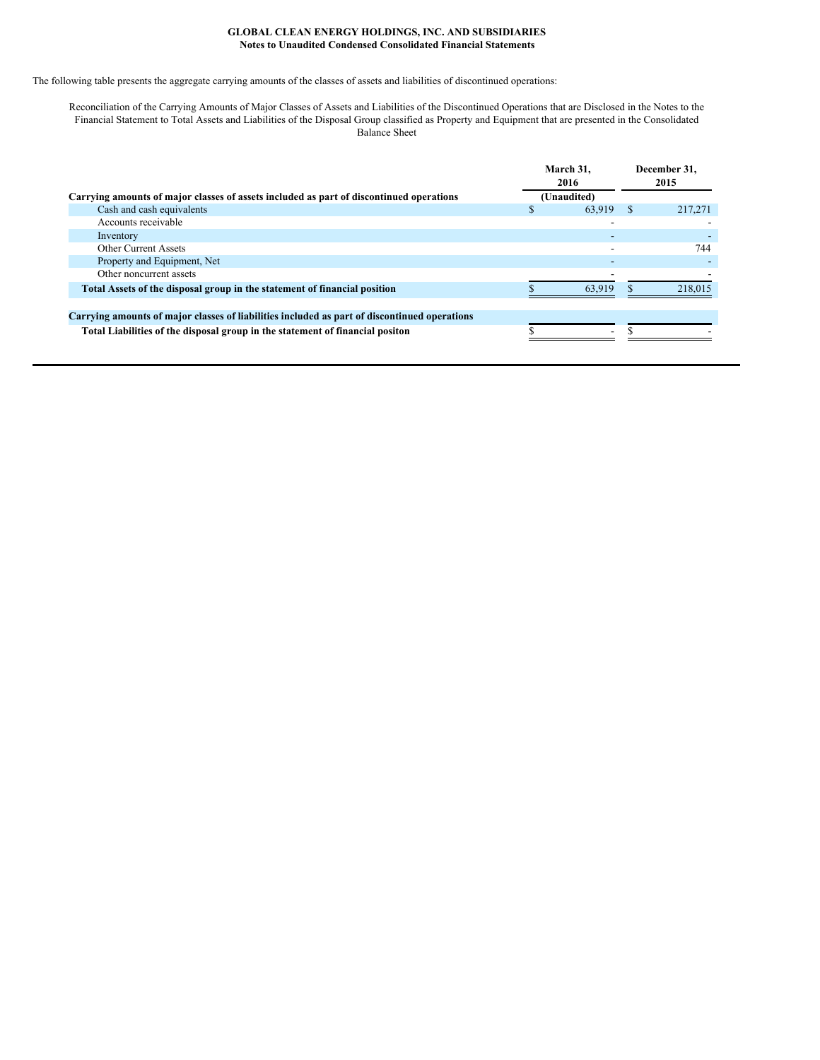**GLOBAL CLEAN ENERGY HOLDINGS, INC. AND SUBSIDIARIES**
**Notes to Unaudited Condensed Consolidated Financial Statements**

The following table presents the aggregate carrying amounts of the classes of assets and liabilities of discontinued operations:

Reconciliation of the Carrying Amounts of Major Classes of Assets and Liabilities of the Discontinued Operations that are Disclosed in the Notes to the Financial Statement to Total Assets and Liabilities of the Disposal Group classified as Property and Equipment that are presented in the Consolidated Balance Sheet

| | March 31, 2016 | December 31, 2015 |
|---|---|---|
| **Carrying amounts of major classes of assets included as part of discontinued operations** | **(Unaudited)** | |
| Cash and cash equivalents | $ 63,919 | $ 217,271 |
| Accounts receivable | - | - |
| Inventory | - | - |
| Other Current Assets | - | 744 |
| Property and Equipment, Net | - | - |
| Other noncurrent assets | - | - |
| **Total Assets of the disposal group in the statement of financial position** | $ 63,919 | $ 218,015 |
| | | |
| **Carrying amounts of major classes of liabilities included as part of discontinued operations** | | |
| **Total Liabilities of the disposal group in the statement of financial positon** | $ - | $ - |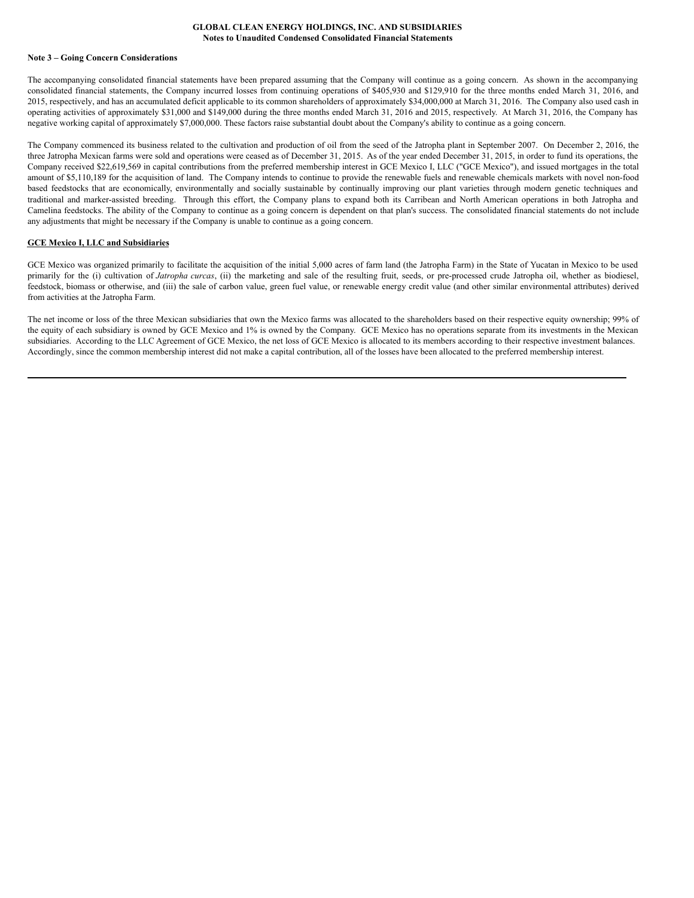**Note 3 – Going Concern Considerations**

The accompanying consolidated financial statements have been prepared assuming that the Company will continue as a going concern. As shown in the accompanying consolidated financial statements, the Company incurred losses from continuing operations of $405,930 and $129,910 for the three months ended March 31, 2016, and 2015, respectively, and has an accumulated deficit applicable to its common shareholders of approximately $34,000,000 at March 31, 2016. The Company also used cash in operating activities of approximately $31,000 and $149,000 during the three months ended March 31, 2016 and 2015, respectively. At March 31, 2016, the Company has negative working capital of approximately $7,000,000. These factors raise substantial doubt about the Company's ability to continue as a going concern.

The Company commenced its business related to the cultivation and production of oil from the seed of the Jatropha plant in September 2007. On December 2, 2016, the three Jatropha Mexican farms were sold and operations were ceased as of December 31, 2015. As of the year ended December 31, 2015, in order to fund its operations, the Company received $22,619,569 in capital contributions from the preferred membership interest in GCE Mexico I, LLC ("GCE Mexico"), and issued mortgages in the total amount of $5,110,189 for the acquisition of land. The Company intends to continue to provide the renewable fuels and renewable chemicals markets with novel non-food based feedstocks that are economically, environmentally and socially sustainable by continually improving our plant varieties through modern genetic techniques and traditional and marker-assisted breeding. Through this effort, the Company plans to expand both its Carribean and North American operations in both Jatropha and Camelina feedstocks. The ability of the Company to continue as a going concern is dependent on that plan's success. The consolidated financial statements do not include any adjustments that might be necessary if the Company is unable to continue as a going concern.

**GCE Mexico I, LLC and Subsidiaries**

GCE Mexico was organized primarily to facilitate the acquisition of the initial 5,000 acres of farm land (the Jatropha Farm) in the State of Yucatan in Mexico to be used primarily for the (i) cultivation of *Jatropha curcas*, (ii) the marketing and sale of the resulting fruit, seeds, or pre-processed crude Jatropha oil, whether as biodiesel, feedstock, biomass or otherwise, and (iii) the sale of carbon value, green fuel value, or renewable energy credit value (and other similar environmental attributes) derived from activities at the Jatropha Farm.

The net income or loss of the three Mexican subsidiaries that own the Mexico farms was allocated to the shareholders based on their respective equity ownership; 99% of the equity of each subsidiary is owned by GCE Mexico and 1% is owned by the Company. GCE Mexico has no operations separate from its investments in the Mexican subsidiaries. According to the LLC Agreement of GCE Mexico, the net loss of GCE Mexico is allocated to its members according to their respective investment balances. Accordingly, since the common membership interest did not make a capital contribution, all of the losses have been allocated to the preferred membership interest.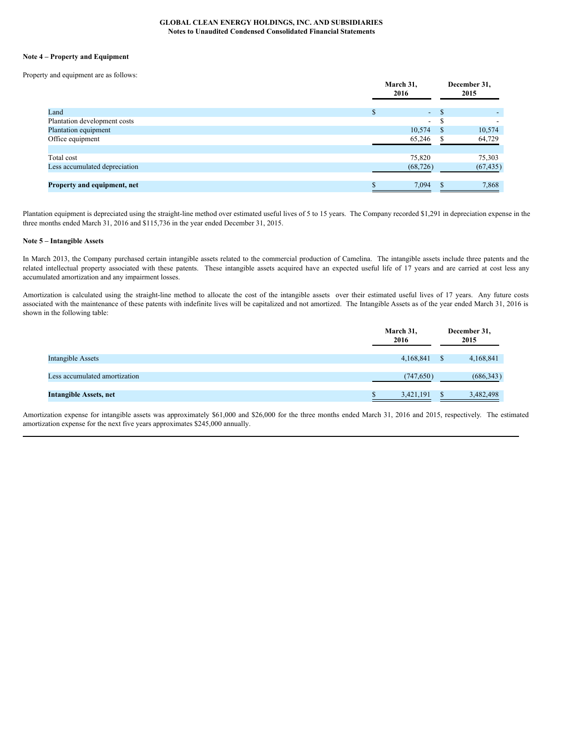**GLOBAL CLEAN ENERGY HOLDINGS, INC. AND SUBSIDIARIES**
**Notes to Unaudited Condensed Consolidated Financial Statements**

**Note 4 – Property and Equipment**

Property and equipment are as follows:

| | March 31, 2016 | December 31, 2015 |
|---|---|---|
| Land | $ - | $ - |
| Plantation development costs | - | $ - |
| Plantation equipment | 10,574 | $ 10,574 |
| Office equipment | 65,246 | $ 64,729 |
| | | |
| Total cost | 75,820 | 75,303 |
| Less accumulated depreciation | (68,726) | (67,435) |
| | | |
| **Property and equipment, net** | $ 7,094 | $ 7,868 |

Plantation equipment is depreciated using the straight-line method over estimated useful lives of 5 to 15 years. The Company recorded $1,291 in depreciation expense in the three months ended March 31, 2016 and $115,736 in the year ended December 31, 2015.

**Note 5 – Intangible Assets**

In March 2013, the Company purchased certain intangible assets related to the commercial production of Camelina. The intangible assets include three patents and the related intellectual property associated with these patents. These intangible assets acquired have an expected useful life of 17 years and are carried at cost less any accumulated amortization and any impairment losses.

Amortization is calculated using the straight-line method to allocate the cost of the intangible assets over their estimated useful lives of 17 years. Any future costs associated with the maintenance of these patents with indefinite lives will be capitalized and not amortized. The Intangible Assets as of the year ended March 31, 2016 is shown in the following table:

| | March 31, 2016 | December 31, 2015 |
|---|---|---|
| Intangible Assets | 4,168,841 | $ 4,168,841 |
| | | |
| Less accumulated amortization | (747,650) | (686,343) |
| | | |
| **Intangible Assets, net** | $ 3,421,191 | $ 3,482,498 |

Amortization expense for intangible assets was approximately $61,000 and $26,000 for the three months ended March 31, 2016 and 2015, respectively. The estimated amortization expense for the next five years approximates $245,000 annually.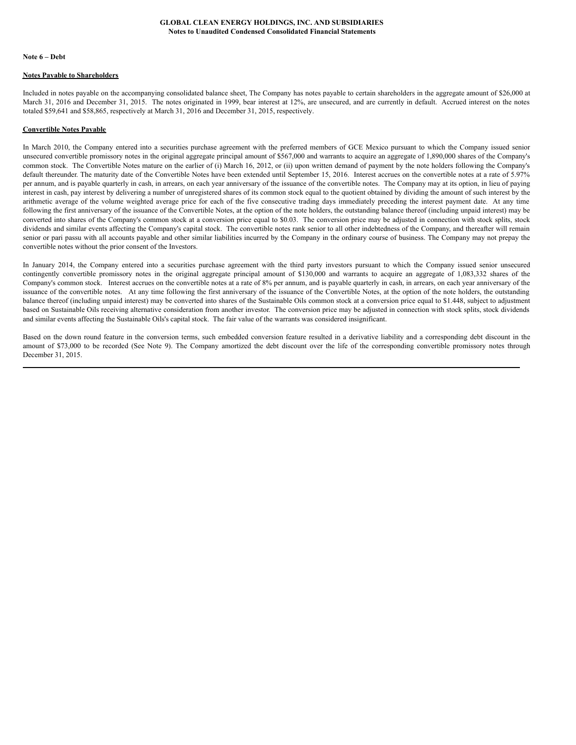**Note 6 – Debt**

**Notes Payable to Shareholders**

Included in notes payable on the accompanying consolidated balance sheet, The Company has notes payable to certain shareholders in the aggregate amount of $26,000 at March 31, 2016 and December 31, 2015. The notes originated in 1999, bear interest at 12%, are unsecured, and are currently in default. Accrued interest on the notes totaled $59,641 and $58,865, respectively at March 31, 2016 and December 31, 2015, respectively.

**Convertible Notes Payable**

In March 2010, the Company entered into a securities purchase agreement with the preferred members of GCE Mexico pursuant to which the Company issued senior unsecured convertible promissory notes in the original aggregate principal amount of $567,000 and warrants to acquire an aggregate of 1,890,000 shares of the Company's common stock. The Convertible Notes mature on the earlier of (i) March 16, 2012, or (ii) upon written demand of payment by the note holders following the Company's default thereunder. The maturity date of the Convertible Notes have been extended until September 15, 2016. Interest accrues on the convertible notes at a rate of 5.97% per annum, and is payable quarterly in cash, in arrears, on each year anniversary of the issuance of the convertible notes. The Company may at its option, in lieu of paying interest in cash, pay interest by delivering a number of unregistered shares of its common stock equal to the quotient obtained by dividing the amount of such interest by the arithmetic average of the volume weighted average price for each of the five consecutive trading days immediately preceding the interest payment date. At any time following the first anniversary of the issuance of the Convertible Notes, at the option of the note holders, the outstanding balance thereof (including unpaid interest) may be converted into shares of the Company's common stock at a conversion price equal to $0.03. The conversion price may be adjusted in connection with stock splits, stock dividends and similar events affecting the Company's capital stock. The convertible notes rank senior to all other indebtedness of the Company, and thereafter will remain senior or pari passu with all accounts payable and other similar liabilities incurred by the Company in the ordinary course of business. The Company may not prepay the convertible notes without the prior consent of the Investors.

In January 2014, the Company entered into a securities purchase agreement with the third party investors pursuant to which the Company issued senior unsecured contingently convertible promissory notes in the original aggregate principal amount of $130,000 and warrants to acquire an aggregate of 1,083,332 shares of the Company's common stock. Interest accrues on the convertible notes at a rate of 8% per annum, and is payable quarterly in cash, in arrears, on each year anniversary of the issuance of the convertible notes. At any time following the first anniversary of the issuance of the Convertible Notes, at the option of the note holders, the outstanding balance thereof (including unpaid interest) may be converted into shares of the Sustainable Oils common stock at a conversion price equal to $1.448, subject to adjustment based on Sustainable Oils receiving alternative consideration from another investor. The conversion price may be adjusted in connection with stock splits, stock dividends and similar events affecting the Sustainable Oils's capital stock. The fair value of the warrants was considered insignificant.

Based on the down round feature in the conversion terms, such embedded conversion feature resulted in a derivative liability and a corresponding debt discount in the amount of $73,000 to be recorded (See Note 9). The Company amortized the debt discount over the life of the corresponding convertible promissory notes through December 31, 2015.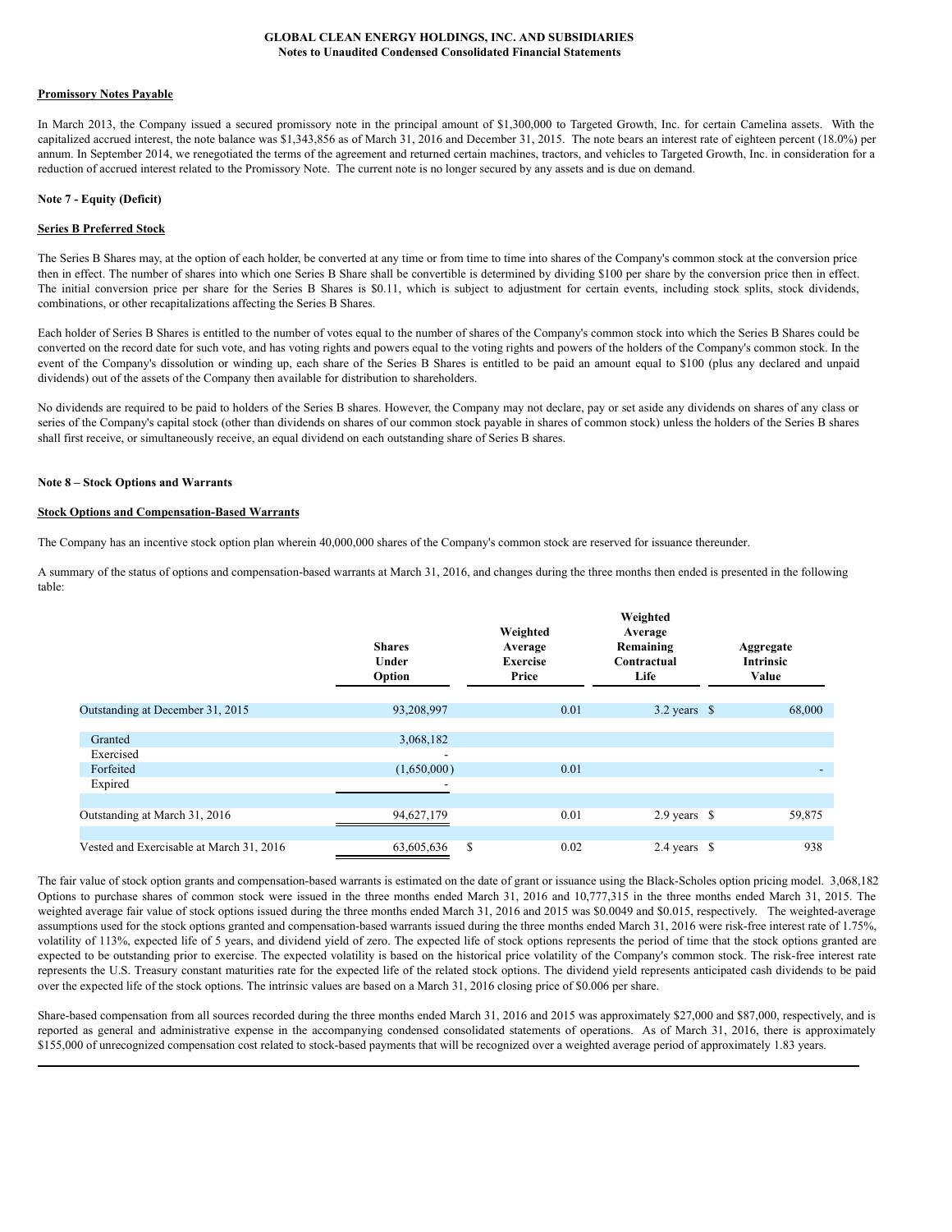**Promissory Notes Payable**

In March 2013, the Company issued a secured promissory note in the principal amount of $1,300,000 to Targeted Growth, Inc. for certain Camelina assets. With the capitalized accrued interest, the note balance was $1,343,856 as of March 31, 2016 and December 31, 2015. The note bears an interest rate of eighteen percent (18.0%) per annum. In September 2014, we renegotiated the terms of the agreement and returned certain machines, tractors, and vehicles to Targeted Growth, Inc. in consideration for a reduction of accrued interest related to the Promissory Note. The current note is no longer secured by any assets and is due on demand.

## Note 7 - Equity (Deficit)

**Series B Preferred Stock**

The Series B Shares may, at the option of each holder, be converted at any time or from time to time into shares of the Company's common stock at the conversion price then in effect. The number of shares into which one Series B Share shall be convertible is determined by dividing $100 per share by the conversion price then in effect. The initial conversion price per share for the Series B Shares is $0.11, which is subject to adjustment for certain events, including stock splits, stock dividends, combinations, or other recapitalizations affecting the Series B Shares.

Each holder of Series B Shares is entitled to the number of votes equal to the number of shares of the Company's common stock into which the Series B Shares could be converted on the record date for such vote, and has voting rights and powers equal to the voting rights and powers of the holders of the Company's common stock. In the event of the Company's dissolution or winding up, each share of the Series B Shares is entitled to be paid an amount equal to $100 (plus any declared and unpaid dividends) out of the assets of the Company then available for distribution to shareholders.

No dividends are required to be paid to holders of the Series B shares. However, the Company may not declare, pay or set aside any dividends on shares of any class or series of the Company's capital stock (other than dividends on shares of our common stock payable in shares of common stock) unless the holders of the Series B shares shall first receive, or simultaneously receive, an equal dividend on each outstanding share of Series B shares.

## Note 8 – Stock Options and Warrants

**Stock Options and Compensation-Based Warrants**

The Company has an incentive stock option plan wherein 40,000,000 shares of the Company's common stock are reserved for issuance thereunder.

A summary of the status of options and compensation-based warrants at March 31, 2016, and changes during the three months then ended is presented in the following table:

| | Shares Under Option | Weighted Average Exercise Price | Weighted Average Remaining Contractual Life | Aggregate Intrinsic Value |
|---|---|---|---|---|
| Outstanding at December 31, 2015 | 93,208,997 | 0.01 | 3.2 years | $ 68,000 |
| Granted | 3,068,182 | | | |
| Exercised | - | | | |
| Forfeited | (1,650,000) | 0.01 | | - |
| Expired | - | | | |
| Outstanding at March 31, 2016 | 94,627,179 | 0.01 | 2.9 years | $ 59,875 |
| Vested and Exercisable at March 31, 2016 | 63,605,636 | $ 0.02 | 2.4 years | $ 938 |

The fair value of stock option grants and compensation-based warrants is estimated on the date of grant or issuance using the Black-Scholes option pricing model. 3,068,182 Options to purchase shares of common stock were issued in the three months ended March 31, 2016 and 10,777,315 in the three months ended March 31, 2015. The weighted average fair value of stock options issued during the three months ended March 31, 2016 and 2015 was $0.0049 and $0.015, respectively. The weighted-average assumptions used for the stock options granted and compensation-based warrants issued during the three months ended March 31, 2016 were risk-free interest rate of 1.75%, volatility of 113%, expected life of 5 years, and dividend yield of zero. The expected life of stock options represents the period of time that the stock options granted are expected to be outstanding prior to exercise. The expected volatility is based on the historical price volatility of the Company's common stock. The risk-free interest rate represents the U.S. Treasury constant maturities rate for the expected life of the related stock options. The dividend yield represents anticipated cash dividends to be paid over the expected life of the stock options. The intrinsic values are based on a March 31, 2016 closing price of $0.006 per share.

Share-based compensation from all sources recorded during the three months ended March 31, 2016 and 2015 was approximately $27,000 and $87,000, respectively, and is reported as general and administrative expense in the accompanying condensed consolidated statements of operations. As of March 31, 2016, there is approximately $155,000 of unrecognized compensation cost related to stock-based payments that will be recognized over a weighted average period of approximately 1.83 years.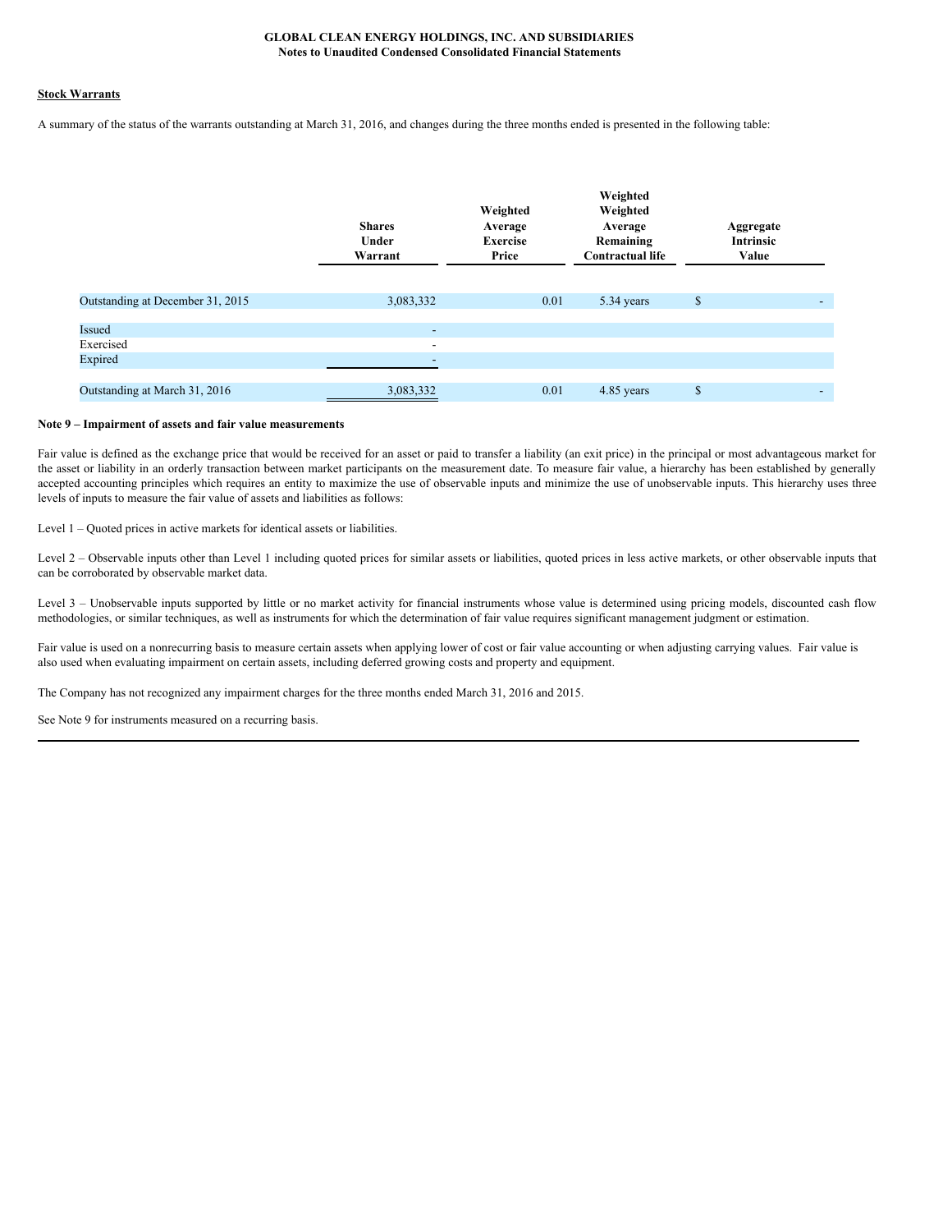### Stock Warrants

A summary of the status of the warrants outstanding at March 31, 2016, and changes during the three months ended is presented in the following table:

| | Shares Under Warrant | Weighted Average Exercise Price | Weighted Weighted Average Remaining Contractual life | Aggregate Intrinsic Value |
|---|---|---|---|---|
| Outstanding at December 31, 2015 | 3,083,332 | 0.01 | 5.34 years | $ - |
| Issued | - | | | |
| Exercised | - | | | |
| Expired | - | | | |
| Outstanding at March 31, 2016 | 3,083,332 | 0.01 | 4.85 years | $ - |

**Note 9 – Impairment of assets and fair value measurements**

Fair value is defined as the exchange price that would be received for an asset or paid to transfer a liability (an exit price) in the principal or most advantageous market for the asset or liability in an orderly transaction between market participants on the measurement date. To measure fair value, a hierarchy has been established by generally accepted accounting principles which requires an entity to maximize the use of observable inputs and minimize the use of unobservable inputs. This hierarchy uses three levels of inputs to measure the fair value of assets and liabilities as follows:

Level 1 – Quoted prices in active markets for identical assets or liabilities.

Level 2 – Observable inputs other than Level 1 including quoted prices for similar assets or liabilities, quoted prices in less active markets, or other observable inputs that can be corroborated by observable market data.

Level 3 – Unobservable inputs supported by little or no market activity for financial instruments whose value is determined using pricing models, discounted cash flow methodologies, or similar techniques, as well as instruments for which the determination of fair value requires significant management judgment or estimation.

Fair value is used on a nonrecurring basis to measure certain assets when applying lower of cost or fair value accounting or when adjusting carrying values. Fair value is also used when evaluating impairment on certain assets, including deferred growing costs and property and equipment.

The Company has not recognized any impairment charges for the three months ended March 31, 2016 and 2015.

See Note 9 for instruments measured on a recurring basis.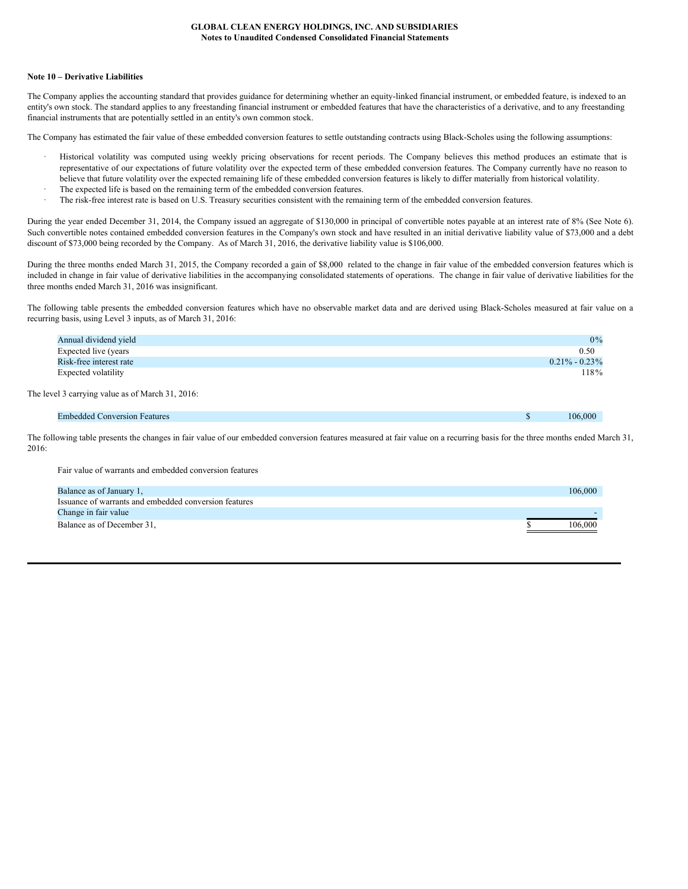**Note 10 – Derivative Liabilities**

The Company applies the accounting standard that provides guidance for determining whether an equity-linked financial instrument, or embedded feature, is indexed to an entity's own stock. The standard applies to any freestanding financial instrument or embedded features that have the characteristics of a derivative, and to any freestanding financial instruments that are potentially settled in an entity's own common stock.

The Company has estimated the fair value of these embedded conversion features to settle outstanding contracts using Black-Scholes using the following assumptions:

- Historical volatility was computed using weekly pricing observations for recent periods. The Company believes this method produces an estimate that is representative of our expectations of future volatility over the expected term of these embedded conversion features. The Company currently have no reason to believe that future volatility over the expected remaining life of these embedded conversion features is likely to differ materially from historical volatility.
- The expected life is based on the remaining term of the embedded conversion features.
- The risk-free interest rate is based on U.S. Treasury securities consistent with the remaining term of the embedded conversion features.

During the year ended December 31, 2014, the Company issued an aggregate of $130,000 in principal of convertible notes payable at an interest rate of 8% (See Note 6). Such convertible notes contained embedded conversion features in the Company's own stock and have resulted in an initial derivative liability value of $73,000 and a debt discount of $73,000 being recorded by the Company. As of March 31, 2016, the derivative liability value is $106,000.

During the three months ended March 31, 2015, the Company recorded a gain of $8,000 related to the change in fair value of the embedded conversion features which is included in change in fair value of derivative liabilities in the accompanying consolidated statements of operations. The change in fair value of derivative liabilities for the three months ended March 31, 2016 was insignificant.

The following table presents the embedded conversion features which have no observable market data and are derived using Black-Scholes measured at fair value on a recurring basis, using Level 3 inputs, as of March 31, 2016:

| | |
|---|---|
| Annual dividend yield | 0% |
| Expected live (years | 0.50 |
| Risk-free interest rate | 0.21% - 0.23% |
| Expected volatility | 118% |

The level 3 carrying value as of March 31, 2016:

| | | |
|---|---|---|
| Embedded Conversion Features | $ | 106,000 |

The following table presents the changes in fair value of our embedded conversion features measured at fair value on a recurring basis for the three months ended March 31, 2016:

Fair value of warrants and embedded conversion features

| | | |
|---|---|---|
| Balance as of January 1, | | 106,000 |
| Issuance of warrants and embedded conversion features | | |
| Change in fair value | | - |
| Balance as of December 31, | $ | 106,000 |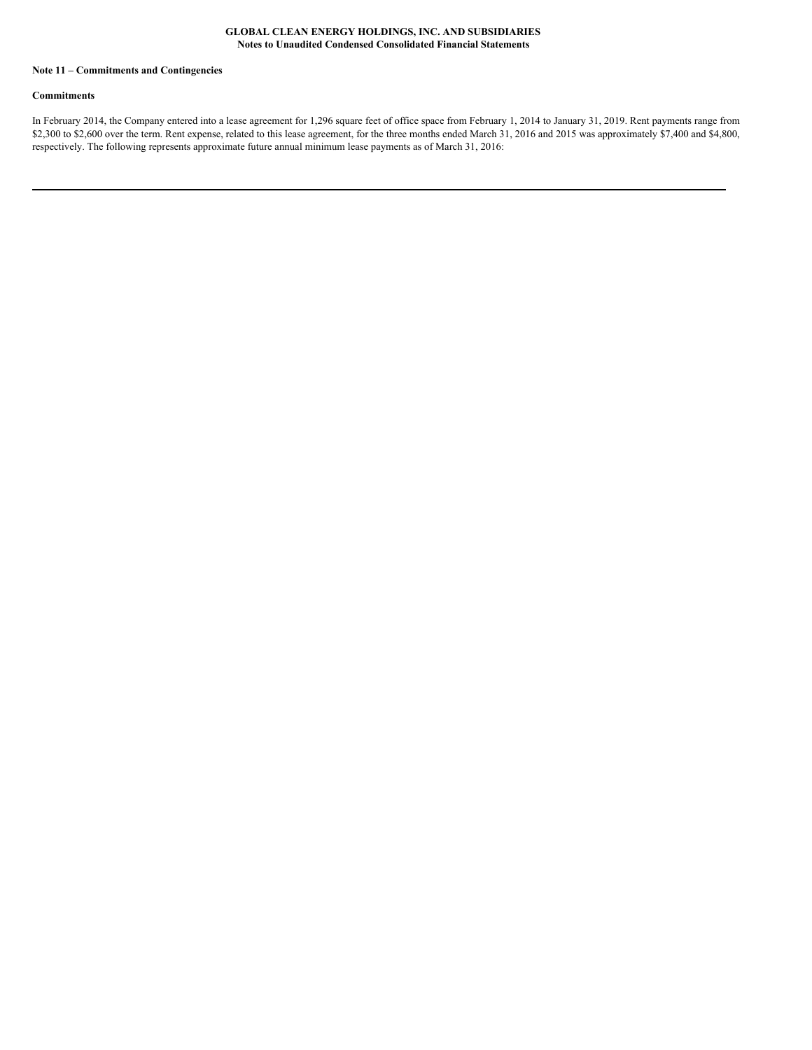**Note 11 – Commitments and Contingencies**

**Commitments**

In February 2014, the Company entered into a lease agreement for 1,296 square feet of office space from February 1, 2014 to January 31, 2019. Rent payments range from $2,300 to $2,600 over the term. Rent expense, related to this lease agreement, for the three months ended March 31, 2016 and 2015 was approximately $7,400 and $4,800, respectively. The following represents approximate future annual minimum lease payments as of March 31, 2016: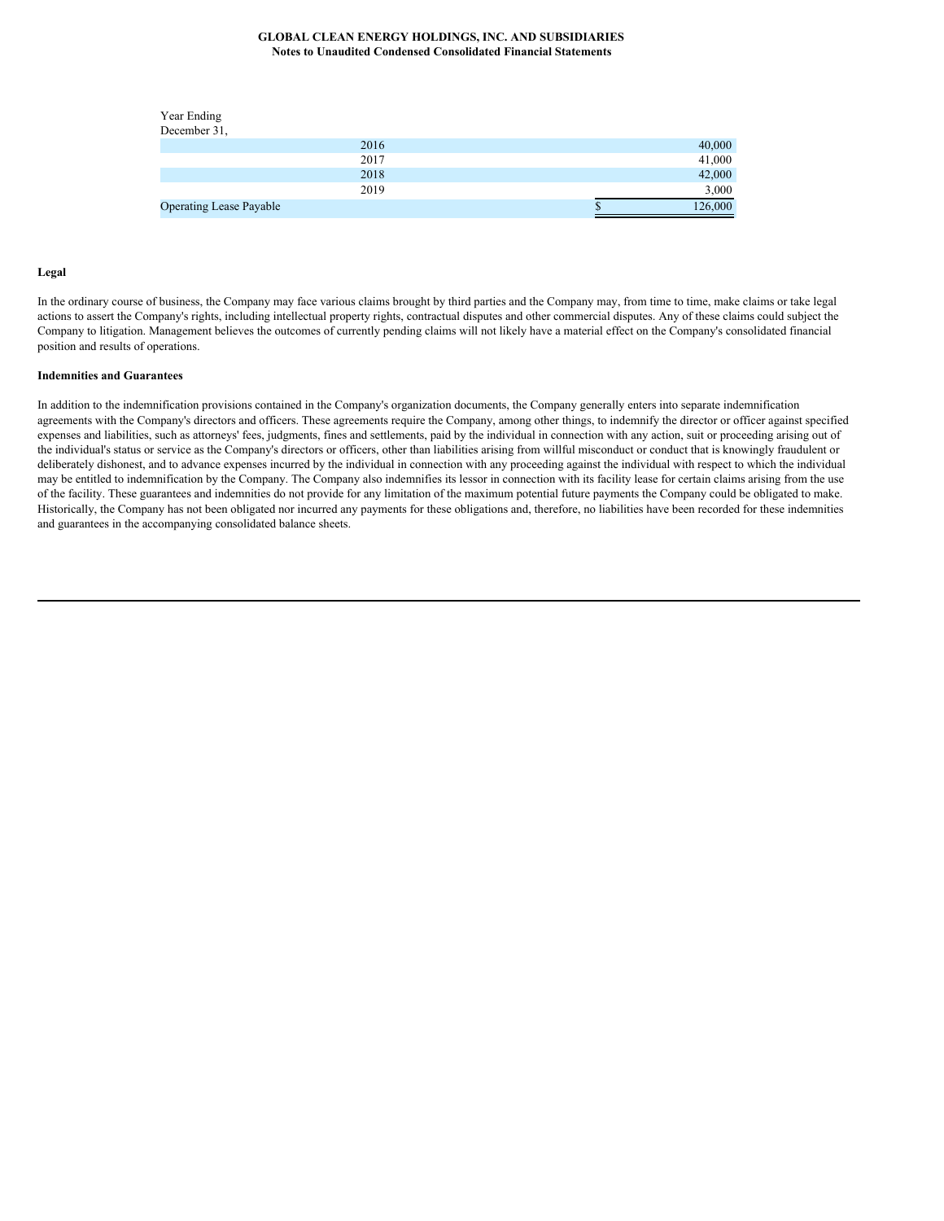| Year Ending December 31, | | |
|---|---|---|
| | 2016 | 40,000 |
| | 2017 | 41,000 |
| | 2018 | 42,000 |
| | 2019 | 3,000 |
| Operating Lease Payable | | $ 126,000 |

**Legal**

In the ordinary course of business, the Company may face various claims brought by third parties and the Company may, from time to time, make claims or take legal actions to assert the Company's rights, including intellectual property rights, contractual disputes and other commercial disputes. Any of these claims could subject the Company to litigation. Management believes the outcomes of currently pending claims will not likely have a material effect on the Company's consolidated financial position and results of operations.

**Indemnities and Guarantees**

In addition to the indemnification provisions contained in the Company's organization documents, the Company generally enters into separate indemnification agreements with the Company's directors and officers. These agreements require the Company, among other things, to indemnify the director or officer against specified expenses and liabilities, such as attorneys' fees, judgments, fines and settlements, paid by the individual in connection with any action, suit or proceeding arising out of the individual's status or service as the Company's directors or officers, other than liabilities arising from willful misconduct or conduct that is knowingly fraudulent or deliberately dishonest, and to advance expenses incurred by the individual in connection with any proceeding against the individual with respect to which the individual may be entitled to indemnification by the Company. The Company also indemnifies its lessor in connection with its facility lease for certain claims arising from the use of the facility. These guarantees and indemnities do not provide for any limitation of the maximum potential future payments the Company could be obligated to make. Historically, the Company has not been obligated nor incurred any payments for these obligations and, therefore, no liabilities have been recorded for these indemnities and guarantees in the accompanying consolidated balance sheets.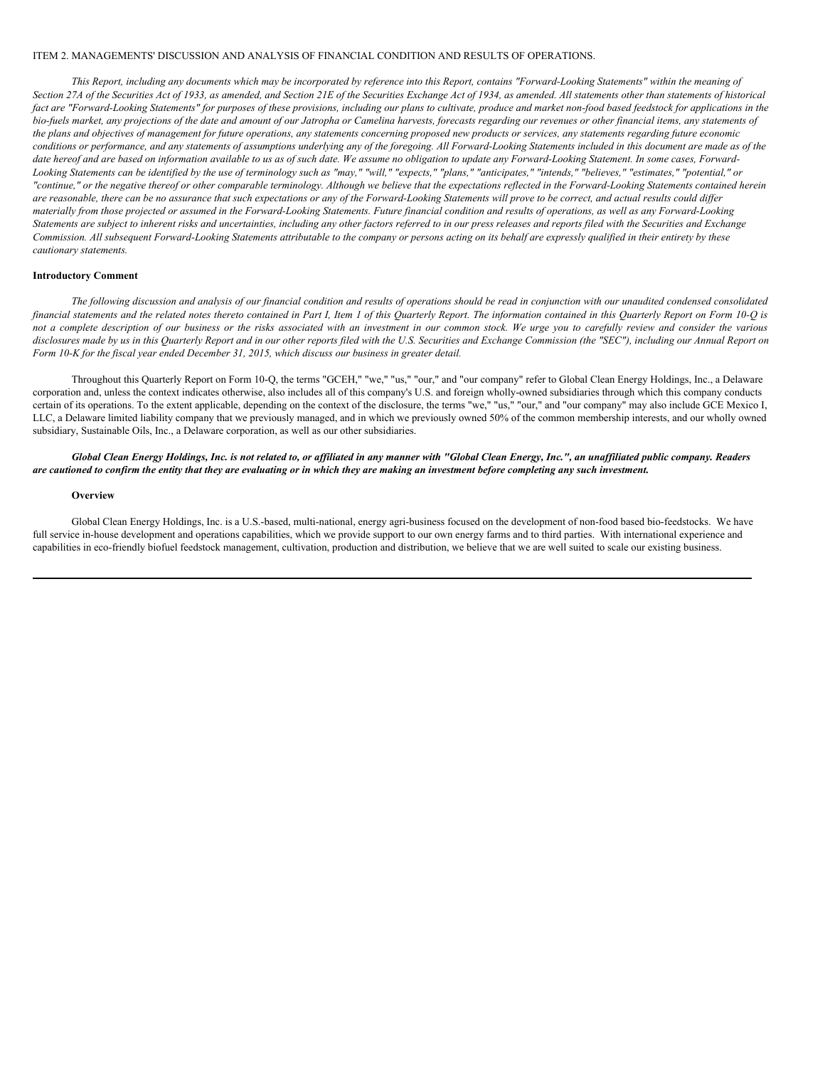ITEM 2. MANAGEMENTS' DISCUSSION AND ANALYSIS OF FINANCIAL CONDITION AND RESULTS OF OPERATIONS.

*This Report, including any documents which may be incorporated by reference into this Report, contains "Forward-Looking Statements" within the meaning of Section 27A of the Securities Act of 1933, as amended, and Section 21E of the Securities Exchange Act of 1934, as amended. All statements other than statements of historical fact are "Forward-Looking Statements" for purposes of these provisions, including our plans to cultivate, produce and market non-food based feedstock for applications in the bio-fuels market, any projections of the date and amount of our Jatropha or Camelina harvests, forecasts regarding our revenues or other financial items, any statements of the plans and objectives of management for future operations, any statements concerning proposed new products or services, any statements regarding future economic conditions or performance, and any statements of assumptions underlying any of the foregoing. All Forward-Looking Statements included in this document are made as of the date hereof and are based on information available to us as of such date. We assume no obligation to update any Forward-Looking Statement. In some cases, Forward-Looking Statements can be identified by the use of terminology such as "may," "will," "expects," "plans," "anticipates," "intends," "believes," "estimates," "potential," or "continue," or the negative thereof or other comparable terminology. Although we believe that the expectations reflected in the Forward-Looking Statements contained herein are reasonable, there can be no assurance that such expectations or any of the Forward-Looking Statements will prove to be correct, and actual results could differ materially from those projected or assumed in the Forward-Looking Statements. Future financial condition and results of operations, as well as any Forward-Looking Statements are subject to inherent risks and uncertainties, including any other factors referred to in our press releases and reports filed with the Securities and Exchange Commission. All subsequent Forward-Looking Statements attributable to the company or persons acting on its behalf are expressly qualified in their entirety by these cautionary statements.*

**Introductory Comment**

*The following discussion and analysis of our financial condition and results of operations should be read in conjunction with our unaudited condensed consolidated financial statements and the related notes thereto contained in Part I, Item 1 of this Quarterly Report. The information contained in this Quarterly Report on Form 10-Q is not a complete description of our business or the risks associated with an investment in our common stock. We urge you to carefully review and consider the various disclosures made by us in this Quarterly Report and in our other reports filed with the U.S. Securities and Exchange Commission (the "SEC"), including our Annual Report on Form 10-K for the fiscal year ended December 31, 2015, which discuss our business in greater detail.*

Throughout this Quarterly Report on Form 10-Q, the terms "GCEH," "we," "us," "our," and "our company" refer to Global Clean Energy Holdings, Inc., a Delaware corporation and, unless the context indicates otherwise, also includes all of this company's U.S. and foreign wholly-owned subsidiaries through which this company conducts certain of its operations. To the extent applicable, depending on the context of the disclosure, the terms "we," "us," "our," and "our company" may also include GCE Mexico I, LLC, a Delaware limited liability company that we previously managed, and in which we previously owned 50% of the common membership interests, and our wholly owned subsidiary, Sustainable Oils, Inc., a Delaware corporation, as well as our other subsidiaries.

***Global Clean Energy Holdings, Inc. is not related to, or affiliated in any manner with "Global Clean Energy, Inc.", an unaffiliated public company. Readers are cautioned to confirm the entity that they are evaluating or in which they are making an investment before completing any such investment.***

**Overview**

Global Clean Energy Holdings, Inc. is a U.S.-based, multi-national, energy agri-business focused on the development of non-food based bio-feedstocks. We have full service in-house development and operations capabilities, which we provide support to our own energy farms and to third parties. With international experience and capabilities in eco-friendly biofuel feedstock management, cultivation, production and distribution, we believe that we are well suited to scale our existing business.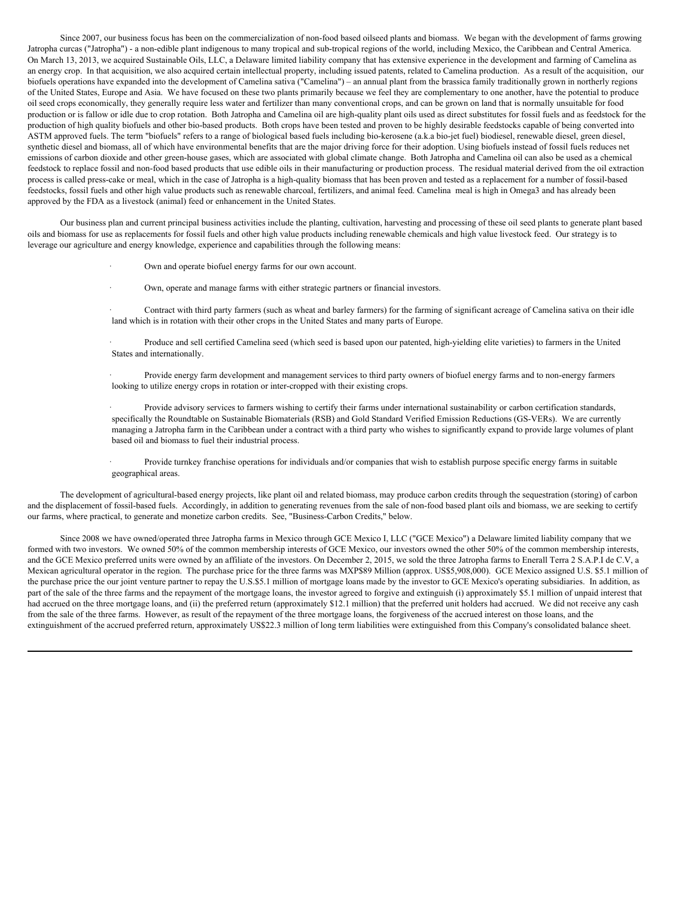Since 2007, our business focus has been on the commercialization of non-food based oilseed plants and biomass. We began with the development of farms growing Jatropha curcas ("Jatropha") - a non-edible plant indigenous to many tropical and sub-tropical regions of the world, including Mexico, the Caribbean and Central America. On March 13, 2013, we acquired Sustainable Oils, LLC, a Delaware limited liability company that has extensive experience in the development and farming of Camelina as an energy crop. In that acquisition, we also acquired certain intellectual property, including issued patents, related to Camelina production. As a result of the acquisition, our biofuels operations have expanded into the development of Camelina sativa ("Camelina") – an annual plant from the brassica family traditionally grown in northerly regions of the United States, Europe and Asia. We have focused on these two plants primarily because we feel they are complementary to one another, have the potential to produce oil seed crops economically, they generally require less water and fertilizer than many conventional crops, and can be grown on land that is normally unsuitable for food production or is fallow or idle due to crop rotation. Both Jatropha and Camelina oil are high-quality plant oils used as direct substitutes for fossil fuels and as feedstock for the production of high quality biofuels and other bio-based products. Both crops have been tested and proven to be highly desirable feedstocks capable of being converted into ASTM approved fuels. The term "biofuels" refers to a range of biological based fuels including bio-kerosene (a.k.a bio-jet fuel) biodiesel, renewable diesel, green diesel, synthetic diesel and biomass, all of which have environmental benefits that are the major driving force for their adoption. Using biofuels instead of fossil fuels reduces net emissions of carbon dioxide and other green-house gases, which are associated with global climate change. Both Jatropha and Camelina oil can also be used as a chemical feedstock to replace fossil and non-food based products that use edible oils in their manufacturing or production process. The residual material derived from the oil extraction process is called press-cake or meal, which in the case of Jatropha is a high-quality biomass that has been proven and tested as a replacement for a number of fossil-based feedstocks, fossil fuels and other high value products such as renewable charcoal, fertilizers, and animal feed. Camelina meal is high in Omega3 and has already been approved by the FDA as a livestock (animal) feed or enhancement in the United States.

Our business plan and current principal business activities include the planting, cultivation, harvesting and processing of these oil seed plants to generate plant based oils and biomass for use as replacements for fossil fuels and other high value products including renewable chemicals and high value livestock feed. Our strategy is to leverage our agriculture and energy knowledge, experience and capabilities through the following means:

- Own and operate biofuel energy farms for our own account.
- Own, operate and manage farms with either strategic partners or financial investors.
- Contract with third party farmers (such as wheat and barley farmers) for the farming of significant acreage of Camelina sativa on their idle land which is in rotation with their other crops in the United States and many parts of Europe.
- Produce and sell certified Camelina seed (which seed is based upon our patented, high-yielding elite varieties) to farmers in the United States and internationally.
- Provide energy farm development and management services to third party owners of biofuel energy farms and to non-energy farmers looking to utilize energy crops in rotation or inter-cropped with their existing crops.
- Provide advisory services to farmers wishing to certify their farms under international sustainability or carbon certification standards, specifically the Roundtable on Sustainable Biomaterials (RSB) and Gold Standard Verified Emission Reductions (GS-VERs). We are currently managing a Jatropha farm in the Caribbean under a contract with a third party who wishes to significantly expand to provide large volumes of plant based oil and biomass to fuel their industrial process.
- Provide turnkey franchise operations for individuals and/or companies that wish to establish purpose specific energy farms in suitable geographical areas.

The development of agricultural-based energy projects, like plant oil and related biomass, may produce carbon credits through the sequestration (storing) of carbon and the displacement of fossil-based fuels. Accordingly, in addition to generating revenues from the sale of non-food based plant oils and biomass, we are seeking to certify our farms, where practical, to generate and monetize carbon credits. See, "Business-Carbon Credits," below.

Since 2008 we have owned/operated three Jatropha farms in Mexico through GCE Mexico I, LLC ("GCE Mexico") a Delaware limited liability company that we formed with two investors. We owned 50% of the common membership interests of GCE Mexico, our investors owned the other 50% of the common membership interests, and the GCE Mexico preferred units were owned by an affiliate of the investors. On December 2, 2015, we sold the three Jatropha farms to Enerall Terra 2 S.A.P.I de C.V, a Mexican agricultural operator in the region. The purchase price for the three farms was MXP$89 Million (approx. US$5,908,000). GCE Mexico assigned U.S. $5.1 million of the purchase price the our joint venture partner to repay the U.S.$5.1 million of mortgage loans made by the investor to GCE Mexico's operating subsidiaries. In addition, as part of the sale of the three farms and the repayment of the mortgage loans, the investor agreed to forgive and extinguish (i) approximately $5.1 million of unpaid interest that had accrued on the three mortgage loans, and (ii) the preferred return (approximately $12.1 million) that the preferred unit holders had accrued. We did not receive any cash from the sale of the three farms. However, as result of the repayment of the three mortgage loans, the forgiveness of the accrued interest on those loans, and the extinguishment of the accrued preferred return, approximately US$22.3 million of long term liabilities were extinguished from this Company's consolidated balance sheet.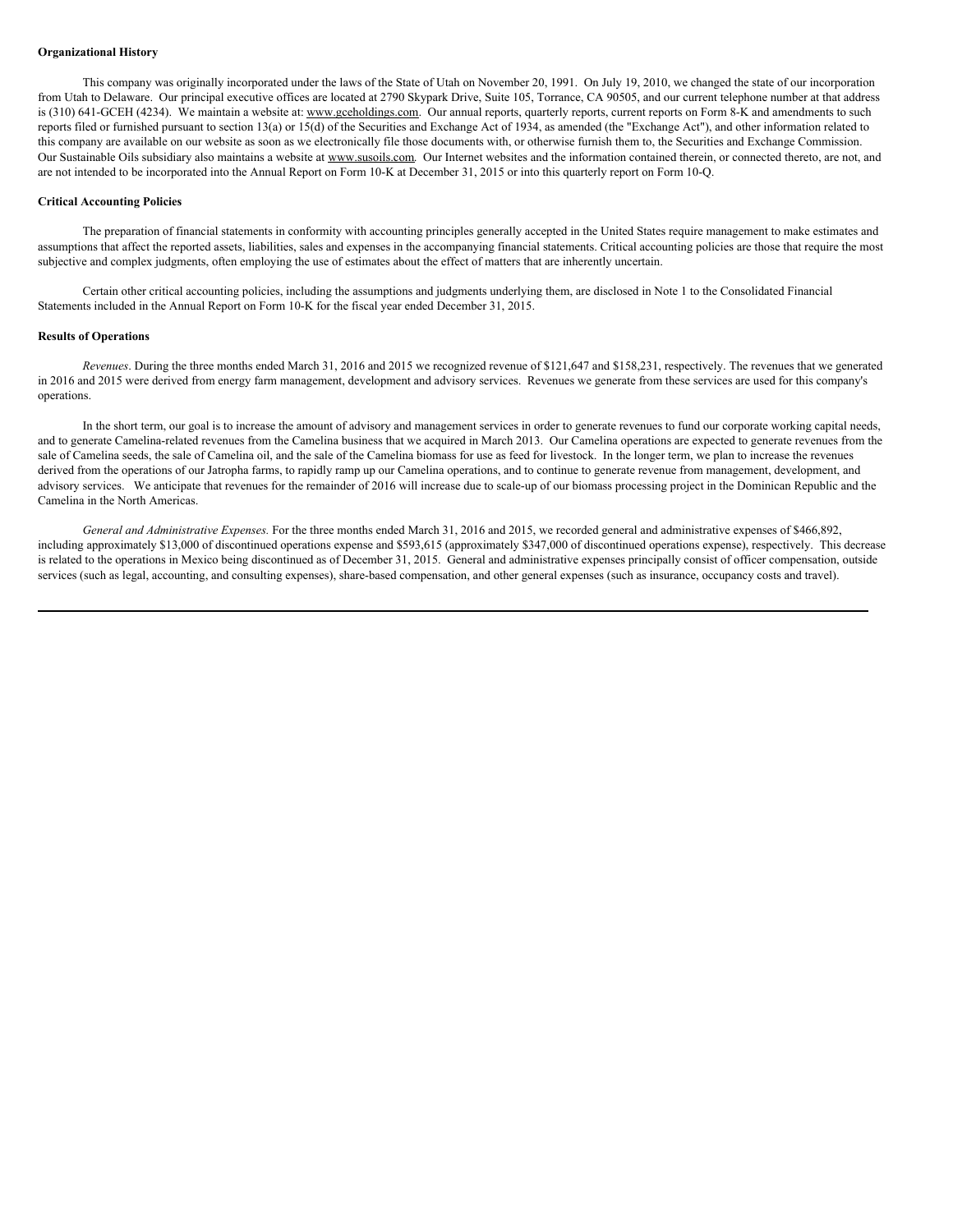**Organizational History**

This company was originally incorporated under the laws of the State of Utah on November 20, 1991. On July 19, 2010, we changed the state of our incorporation from Utah to Delaware. Our principal executive offices are located at 2790 Skypark Drive, Suite 105, Torrance, CA 90505, and our current telephone number at that address is (310) 641-GCEH (4234). We maintain a website at: www.gceholdings.com. Our annual reports, quarterly reports, current reports on Form 8-K and amendments to such reports filed or furnished pursuant to section 13(a) or 15(d) of the Securities and Exchange Act of 1934, as amended (the "Exchange Act"), and other information related to this company are available on our website as soon as we electronically file those documents with, or otherwise furnish them to, the Securities and Exchange Commission. Our Sustainable Oils subsidiary also maintains a website at www.susoils.com. Our Internet websites and the information contained therein, or connected thereto, are not, and are not intended to be incorporated into the Annual Report on Form 10-K at December 31, 2015 or into this quarterly report on Form 10-Q.

**Critical Accounting Policies**

The preparation of financial statements in conformity with accounting principles generally accepted in the United States require management to make estimates and assumptions that affect the reported assets, liabilities, sales and expenses in the accompanying financial statements. Critical accounting policies are those that require the most subjective and complex judgments, often employing the use of estimates about the effect of matters that are inherently uncertain.

Certain other critical accounting policies, including the assumptions and judgments underlying them, are disclosed in Note 1 to the Consolidated Financial Statements included in the Annual Report on Form 10-K for the fiscal year ended December 31, 2015.

**Results of Operations**

*Revenues*. During the three months ended March 31, 2016 and 2015 we recognized revenue of $121,647 and $158,231, respectively. The revenues that we generated in 2016 and 2015 were derived from energy farm management, development and advisory services. Revenues we generate from these services are used for this company's operations.

In the short term, our goal is to increase the amount of advisory and management services in order to generate revenues to fund our corporate working capital needs, and to generate Camelina-related revenues from the Camelina business that we acquired in March 2013. Our Camelina operations are expected to generate revenues from the sale of Camelina seeds, the sale of Camelina oil, and the sale of the Camelina biomass for use as feed for livestock. In the longer term, we plan to increase the revenues derived from the operations of our Jatropha farms, to rapidly ramp up our Camelina operations, and to continue to generate revenue from management, development, and advisory services. We anticipate that revenues for the remainder of 2016 will increase due to scale-up of our biomass processing project in the Dominican Republic and the Camelina in the North Americas.

*General and Administrative Expenses.* For the three months ended March 31, 2016 and 2015, we recorded general and administrative expenses of $466,892, including approximately $13,000 of discontinued operations expense and $593,615 (approximately $347,000 of discontinued operations expense), respectively. This decrease is related to the operations in Mexico being discontinued as of December 31, 2015. General and administrative expenses principally consist of officer compensation, outside services (such as legal, accounting, and consulting expenses), share-based compensation, and other general expenses (such as insurance, occupancy costs and travel).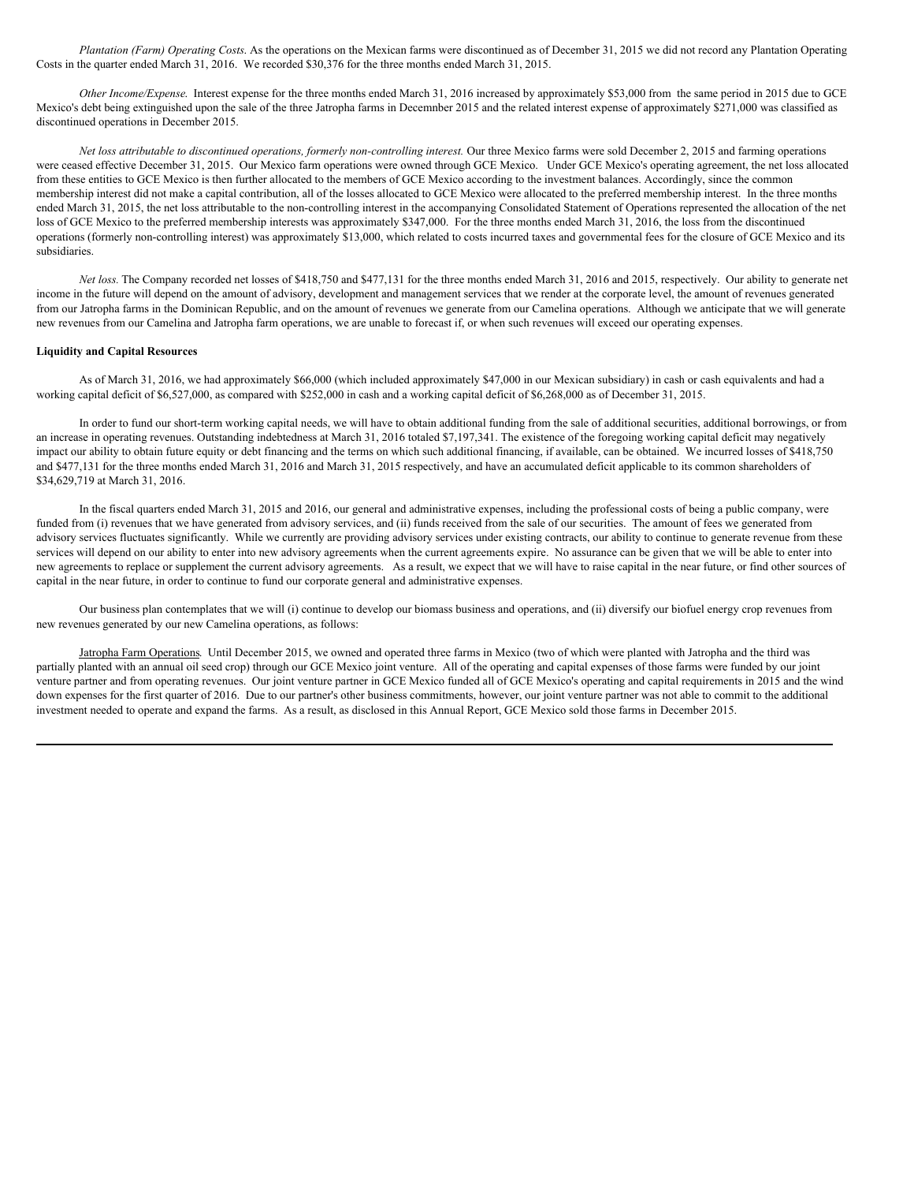*Plantation (Farm) Operating Costs.* As the operations on the Mexican farms were discontinued as of December 31, 2015 we did not record any Plantation Operating Costs in the quarter ended March 31, 2016. We recorded $30,376 for the three months ended March 31, 2015.

*Other Income/Expense.* Interest expense for the three months ended March 31, 2016 increased by approximately $53,000 from the same period in 2015 due to GCE Mexico's debt being extinguished upon the sale of the three Jatropha farms in Decemnber 2015 and the related interest expense of approximately $271,000 was classified as discontinued operations in December 2015.

*Net loss attributable to discontinued operations, formerly non-controlling interest.* Our three Mexico farms were sold December 2, 2015 and farming operations were ceased effective December 31, 2015. Our Mexico farm operations were owned through GCE Mexico. Under GCE Mexico's operating agreement, the net loss allocated from these entities to GCE Mexico is then further allocated to the members of GCE Mexico according to the investment balances. Accordingly, since the common membership interest did not make a capital contribution, all of the losses allocated to GCE Mexico were allocated to the preferred membership interest. In the three months ended March 31, 2015, the net loss attributable to the non-controlling interest in the accompanying Consolidated Statement of Operations represented the allocation of the net loss of GCE Mexico to the preferred membership interests was approximately $347,000. For the three months ended March 31, 2016, the loss from the discontinued operations (formerly non-controlling interest) was approximately $13,000, which related to costs incurred taxes and governmental fees for the closure of GCE Mexico and its subsidiaries.

*Net loss.* The Company recorded net losses of $418,750 and $477,131 for the three months ended March 31, 2016 and 2015, respectively. Our ability to generate net income in the future will depend on the amount of advisory, development and management services that we render at the corporate level, the amount of revenues generated from our Jatropha farms in the Dominican Republic, and on the amount of revenues we generate from our Camelina operations. Although we anticipate that we will generate new revenues from our Camelina and Jatropha farm operations, we are unable to forecast if, or when such revenues will exceed our operating expenses.

**Liquidity and Capital Resources**

As of March 31, 2016, we had approximately $66,000 (which included approximately $47,000 in our Mexican subsidiary) in cash or cash equivalents and had a working capital deficit of $6,527,000, as compared with $252,000 in cash and a working capital deficit of $6,268,000 as of December 31, 2015.

In order to fund our short-term working capital needs, we will have to obtain additional funding from the sale of additional securities, additional borrowings, or from an increase in operating revenues. Outstanding indebtedness at March 31, 2016 totaled $7,197,341. The existence of the foregoing working capital deficit may negatively impact our ability to obtain future equity or debt financing and the terms on which such additional financing, if available, can be obtained. We incurred losses of $418,750 and $477,131 for the three months ended March 31, 2016 and March 31, 2015 respectively, and have an accumulated deficit applicable to its common shareholders of $34,629,719 at March 31, 2016.

In the fiscal quarters ended March 31, 2015 and 2016, our general and administrative expenses, including the professional costs of being a public company, were funded from (i) revenues that we have generated from advisory services, and (ii) funds received from the sale of our securities. The amount of fees we generated from advisory services fluctuates significantly. While we currently are providing advisory services under existing contracts, our ability to continue to generate revenue from these services will depend on our ability to enter into new advisory agreements when the current agreements expire. No assurance can be given that we will be able to enter into new agreements to replace or supplement the current advisory agreements. As a result, we expect that we will have to raise capital in the near future, or find other sources of capital in the near future, in order to continue to fund our corporate general and administrative expenses.

Our business plan contemplates that we will (i) continue to develop our biomass business and operations, and (ii) diversify our biofuel energy crop revenues from new revenues generated by our new Camelina operations, as follows:

Jatropha Farm Operations*.* Until December 2015, we owned and operated three farms in Mexico (two of which were planted with Jatropha and the third was partially planted with an annual oil seed crop) through our GCE Mexico joint venture. All of the operating and capital expenses of those farms were funded by our joint venture partner and from operating revenues. Our joint venture partner in GCE Mexico funded all of GCE Mexico's operating and capital requirements in 2015 and the wind down expenses for the first quarter of 2016. Due to our partner's other business commitments, however, our joint venture partner was not able to commit to the additional investment needed to operate and expand the farms. As a result, as disclosed in this Annual Report, GCE Mexico sold those farms in December 2015.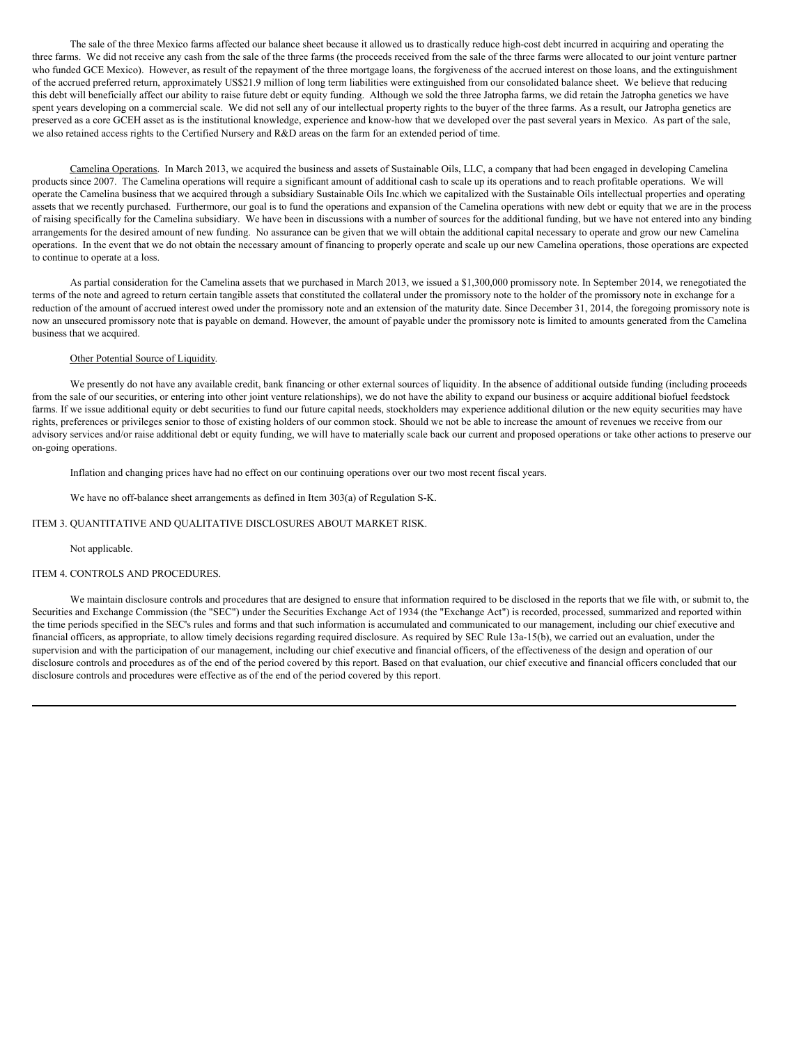The sale of the three Mexico farms affected our balance sheet because it allowed us to drastically reduce high-cost debt incurred in acquiring and operating the three farms. We did not receive any cash from the sale of the three farms (the proceeds received from the sale of the three farms were allocated to our joint venture partner who funded GCE Mexico). However, as result of the repayment of the three mortgage loans, the forgiveness of the accrued interest on those loans, and the extinguishment of the accrued preferred return, approximately US$21.9 million of long term liabilities were extinguished from our consolidated balance sheet. We believe that reducing this debt will beneficially affect our ability to raise future debt or equity funding. Although we sold the three Jatropha farms, we did retain the Jatropha genetics we have spent years developing on a commercial scale. We did not sell any of our intellectual property rights to the buyer of the three farms. As a result, our Jatropha genetics are preserved as a core GCEH asset as is the institutional knowledge, experience and know-how that we developed over the past several years in Mexico. As part of the sale, we also retained access rights to the Certified Nursery and R&D areas on the farm for an extended period of time.

Camelina Operations. In March 2013, we acquired the business and assets of Sustainable Oils, LLC, a company that had been engaged in developing Camelina products since 2007. The Camelina operations will require a significant amount of additional cash to scale up its operations and to reach profitable operations. We will operate the Camelina business that we acquired through a subsidiary Sustainable Oils Inc.which we capitalized with the Sustainable Oils intellectual properties and operating assets that we recently purchased. Furthermore, our goal is to fund the operations and expansion of the Camelina operations with new debt or equity that we are in the process of raising specifically for the Camelina subsidiary. We have been in discussions with a number of sources for the additional funding, but we have not entered into any binding arrangements for the desired amount of new funding. No assurance can be given that we will obtain the additional capital necessary to operate and grow our new Camelina operations. In the event that we do not obtain the necessary amount of financing to properly operate and scale up our new Camelina operations, those operations are expected to continue to operate at a loss.

As partial consideration for the Camelina assets that we purchased in March 2013, we issued a $1,300,000 promissory note. In September 2014, we renegotiated the terms of the note and agreed to return certain tangible assets that constituted the collateral under the promissory note to the holder of the promissory note in exchange for a reduction of the amount of accrued interest owed under the promissory note and an extension of the maturity date. Since December 31, 2014, the foregoing promissory note is now an unsecured promissory note that is payable on demand. However, the amount of payable under the promissory note is limited to amounts generated from the Camelina business that we acquired.

Other Potential Source of Liquidity.

We presently do not have any available credit, bank financing or other external sources of liquidity. In the absence of additional outside funding (including proceeds from the sale of our securities, or entering into other joint venture relationships), we do not have the ability to expand our business or acquire additional biofuel feedstock farms. If we issue additional equity or debt securities to fund our future capital needs, stockholders may experience additional dilution or the new equity securities may have rights, preferences or privileges senior to those of existing holders of our common stock. Should we not be able to increase the amount of revenues we receive from our advisory services and/or raise additional debt or equity funding, we will have to materially scale back our current and proposed operations or take other actions to preserve our on-going operations.

Inflation and changing prices have had no effect on our continuing operations over our two most recent fiscal years.

We have no off-balance sheet arrangements as defined in Item 303(a) of Regulation S-K.

## ITEM 3. QUANTITATIVE AND QUALITATIVE DISCLOSURES ABOUT MARKET RISK.

Not applicable.

## ITEM 4. CONTROLS AND PROCEDURES.

We maintain disclosure controls and procedures that are designed to ensure that information required to be disclosed in the reports that we file with, or submit to, the Securities and Exchange Commission (the "SEC") under the Securities Exchange Act of 1934 (the "Exchange Act") is recorded, processed, summarized and reported within the time periods specified in the SEC's rules and forms and that such information is accumulated and communicated to our management, including our chief executive and financial officers, as appropriate, to allow timely decisions regarding required disclosure. As required by SEC Rule 13a-15(b), we carried out an evaluation, under the supervision and with the participation of our management, including our chief executive and financial officers, of the effectiveness of the design and operation of our disclosure controls and procedures as of the end of the period covered by this report. Based on that evaluation, our chief executive and financial officers concluded that our disclosure controls and procedures were effective as of the end of the period covered by this report.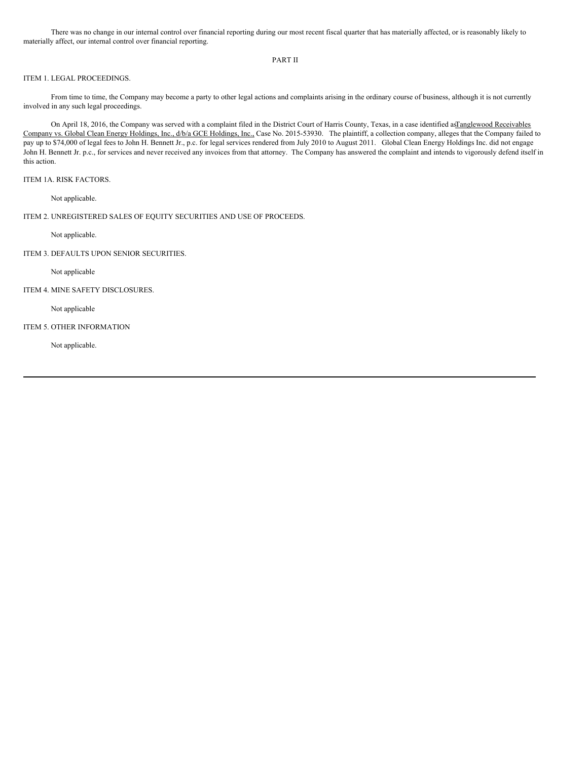There was no change in our internal control over financial reporting during our most recent fiscal quarter that has materially affected, or is reasonably likely to materially affect, our internal control over financial reporting.

## PART II

### ITEM 1. LEGAL PROCEEDINGS.

From time to time, the Company may become a party to other legal actions and complaints arising in the ordinary course of business, although it is not currently involved in any such legal proceedings.

On April 18, 2016, the Company was served with a complaint filed in the District Court of Harris County, Texas, in a case identified as Tanglewood Receivables Company vs. Global Clean Energy Holdings, Inc., d/b/a GCE Holdings, Inc., Case No. 2015-53930. The plaintiff, a collection company, alleges that the Company failed to pay up to $74,000 of legal fees to John H. Bennett Jr., p.c. for legal services rendered from July 2010 to August 2011. Global Clean Energy Holdings Inc. did not engage John H. Bennett Jr. p.c., for services and never received any invoices from that attorney. The Company has answered the complaint and intends to vigorously defend itself in this action.

### ITEM 1A. RISK FACTORS.

Not applicable.

### ITEM 2. UNREGISTERED SALES OF EQUITY SECURITIES AND USE OF PROCEEDS.

Not applicable.

### ITEM 3. DEFAULTS UPON SENIOR SECURITIES.

Not applicable

### ITEM 4. MINE SAFETY DISCLOSURES.

Not applicable

### ITEM 5. OTHER INFORMATION

Not applicable.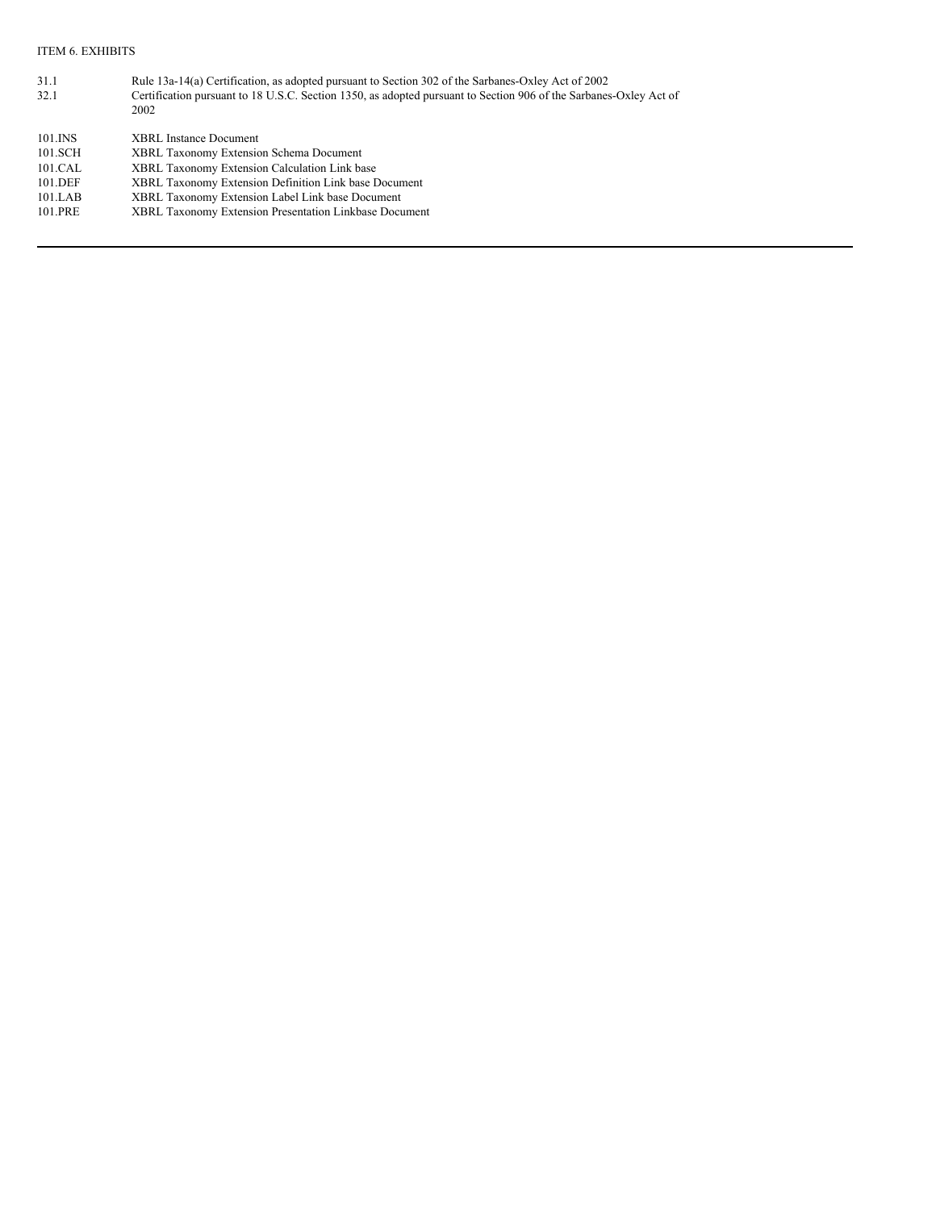ITEM 6. EXHIBITS

| | |
|---|---|
| 31.1 | Rule 13a-14(a) Certification, as adopted pursuant to Section 302 of the Sarbanes-Oxley Act of 2002 |
| 32.1 | Certification pursuant to 18 U.S.C. Section 1350, as adopted pursuant to Section 906 of the Sarbanes-Oxley Act of 2002 |
| 101.INS | XBRL Instance Document |
| 101.SCH | XBRL Taxonomy Extension Schema Document |
| 101.CAL | XBRL Taxonomy Extension Calculation Link base |
| 101.DEF | XBRL Taxonomy Extension Definition Link base Document |
| 101.LAB | XBRL Taxonomy Extension Label Link base Document |
| 101.PRE | XBRL Taxonomy Extension Presentation Linkbase Document |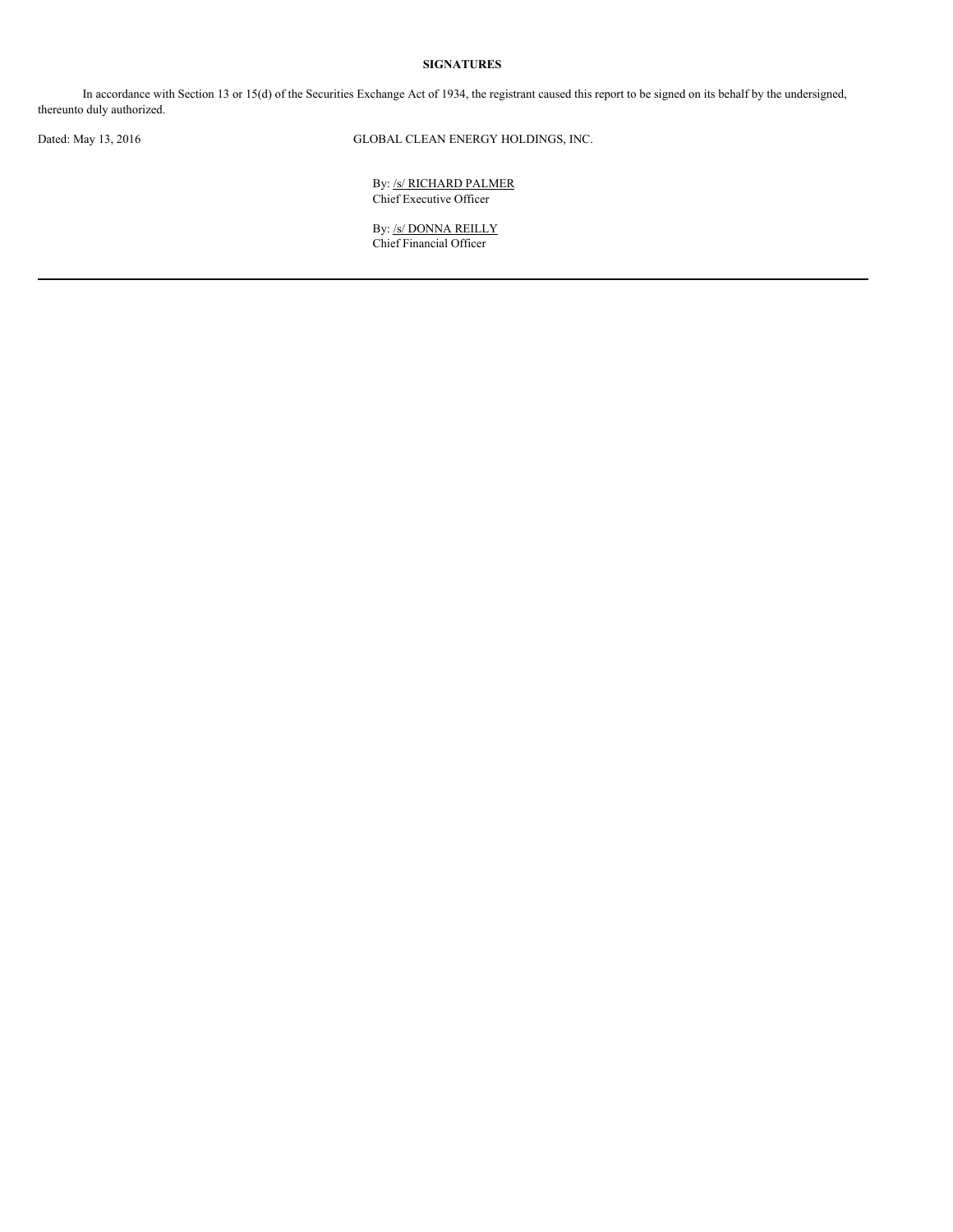## SIGNATURES

In accordance with Section 13 or 15(d) of the Securities Exchange Act of 1934, the registrant caused this report to be signed on its behalf by the undersigned, thereunto duly authorized.

Dated: May 13, 2016

GLOBAL CLEAN ENERGY HOLDINGS, INC.

By: /s/ RICHARD PALMER
Chief Executive Officer

By: /s/ DONNA REILLY
Chief Financial Officer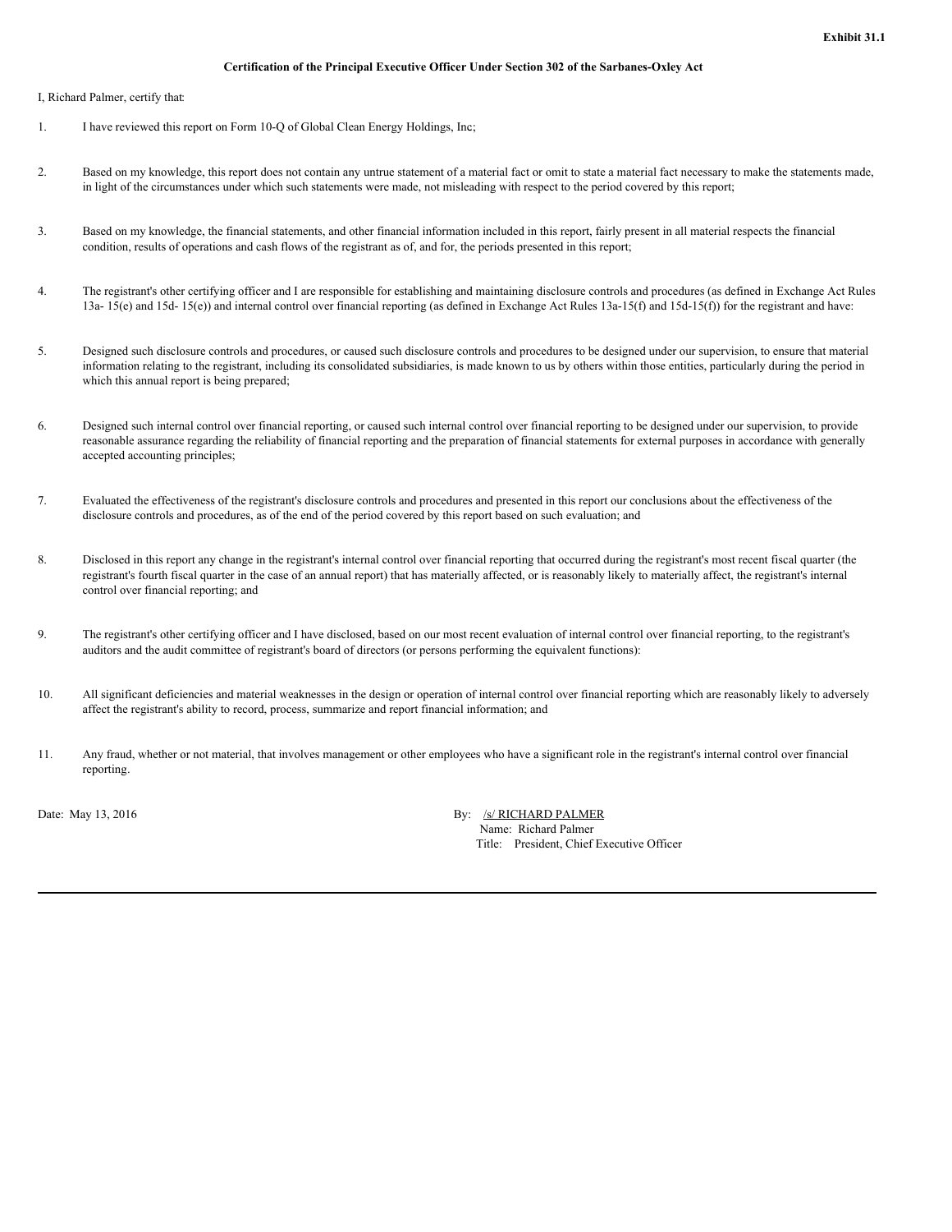**Exhibit 31.1**

**Certification of the Principal Executive Officer Under Section 302 of the Sarbanes-Oxley Act**

I, Richard Palmer, certify that:

1. I have reviewed this report on Form 10-Q of Global Clean Energy Holdings, Inc;

2. Based on my knowledge, this report does not contain any untrue statement of a material fact or omit to state a material fact necessary to make the statements made, in light of the circumstances under which such statements were made, not misleading with respect to the period covered by this report;

3. Based on my knowledge, the financial statements, and other financial information included in this report, fairly present in all material respects the financial condition, results of operations and cash flows of the registrant as of, and for, the periods presented in this report;

4. The registrant's other certifying officer and I are responsible for establishing and maintaining disclosure controls and procedures (as defined in Exchange Act Rules 13a- 15(e) and 15d- 15(e)) and internal control over financial reporting (as defined in Exchange Act Rules 13a-15(f) and 15d-15(f)) for the registrant and have:

5. Designed such disclosure controls and procedures, or caused such disclosure controls and procedures to be designed under our supervision, to ensure that material information relating to the registrant, including its consolidated subsidiaries, is made known to us by others within those entities, particularly during the period in which this annual report is being prepared;

6. Designed such internal control over financial reporting, or caused such internal control over financial reporting to be designed under our supervision, to provide reasonable assurance regarding the reliability of financial reporting and the preparation of financial statements for external purposes in accordance with generally accepted accounting principles;

7. Evaluated the effectiveness of the registrant's disclosure controls and procedures and presented in this report our conclusions about the effectiveness of the disclosure controls and procedures, as of the end of the period covered by this report based on such evaluation; and

8. Disclosed in this report any change in the registrant's internal control over financial reporting that occurred during the registrant's most recent fiscal quarter (the registrant's fourth fiscal quarter in the case of an annual report) that has materially affected, or is reasonably likely to materially affect, the registrant's internal control over financial reporting; and

9. The registrant's other certifying officer and I have disclosed, based on our most recent evaluation of internal control over financial reporting, to the registrant's auditors and the audit committee of registrant's board of directors (or persons performing the equivalent functions):

10. All significant deficiencies and material weaknesses in the design or operation of internal control over financial reporting which are reasonably likely to adversely affect the registrant's ability to record, process, summarize and report financial information; and

11. Any fraud, whether or not material, that involves management or other employees who have a significant role in the registrant's internal control over financial reporting.

Date: May 13, 2016

By: /s/ RICHARD PALMER
Name: Richard Palmer
Title: President, Chief Executive Officer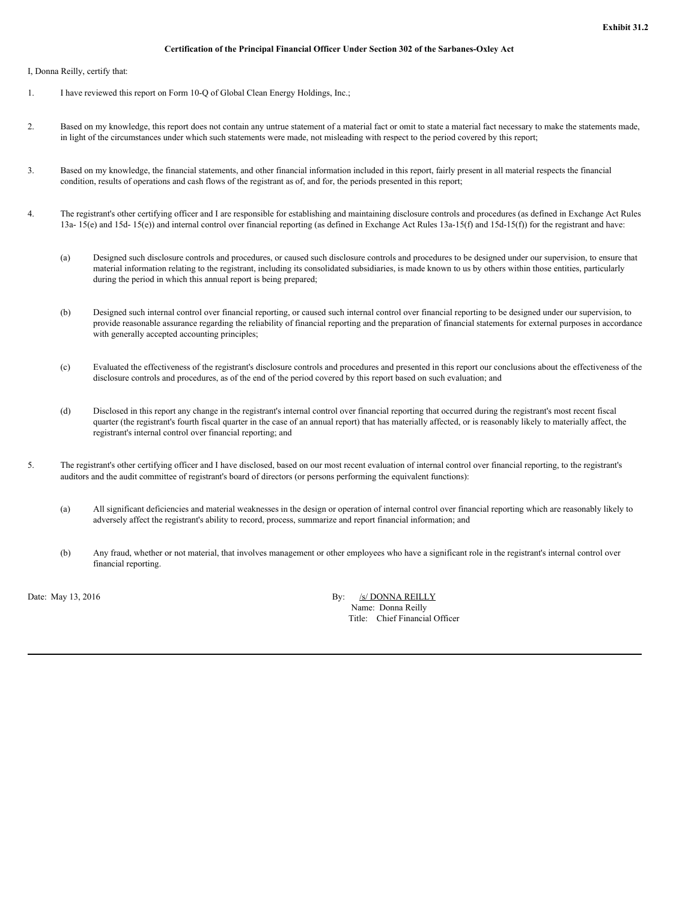**Exhibit 31.2**

**Certification of the Principal Financial Officer Under Section 302 of the Sarbanes-Oxley Act**

I, Donna Reilly, certify that:

1. I have reviewed this report on Form 10-Q of Global Clean Energy Holdings, Inc.;

2. Based on my knowledge, this report does not contain any untrue statement of a material fact or omit to state a material fact necessary to make the statements made, in light of the circumstances under which such statements were made, not misleading with respect to the period covered by this report;

3. Based on my knowledge, the financial statements, and other financial information included in this report, fairly present in all material respects the financial condition, results of operations and cash flows of the registrant as of, and for, the periods presented in this report;

4. The registrant's other certifying officer and I are responsible for establishing and maintaining disclosure controls and procedures (as defined in Exchange Act Rules 13a- 15(e) and 15d- 15(e)) and internal control over financial reporting (as defined in Exchange Act Rules 13a-15(f) and 15d-15(f)) for the registrant and have:

   (a) Designed such disclosure controls and procedures, or caused such disclosure controls and procedures to be designed under our supervision, to ensure that material information relating to the registrant, including its consolidated subsidiaries, is made known to us by others within those entities, particularly during the period in which this annual report is being prepared;

   (b) Designed such internal control over financial reporting, or caused such internal control over financial reporting to be designed under our supervision, to provide reasonable assurance regarding the reliability of financial reporting and the preparation of financial statements for external purposes in accordance with generally accepted accounting principles;

   (c) Evaluated the effectiveness of the registrant's disclosure controls and procedures and presented in this report our conclusions about the effectiveness of the disclosure controls and procedures, as of the end of the period covered by this report based on such evaluation; and

   (d) Disclosed in this report any change in the registrant's internal control over financial reporting that occurred during the registrant's most recent fiscal quarter (the registrant's fourth fiscal quarter in the case of an annual report) that has materially affected, or is reasonably likely to materially affect, the registrant's internal control over financial reporting; and

5. The registrant's other certifying officer and I have disclosed, based on our most recent evaluation of internal control over financial reporting, to the registrant's auditors and the audit committee of registrant's board of directors (or persons performing the equivalent functions):

   (a) All significant deficiencies and material weaknesses in the design or operation of internal control over financial reporting which are reasonably likely to adversely affect the registrant's ability to record, process, summarize and report financial information; and

   (b) Any fraud, whether or not material, that involves management or other employees who have a significant role in the registrant's internal control over financial reporting.

Date: May 13, 2016

By: /s/ DONNA REILLY
Name: Donna Reilly
Title: Chief Financial Officer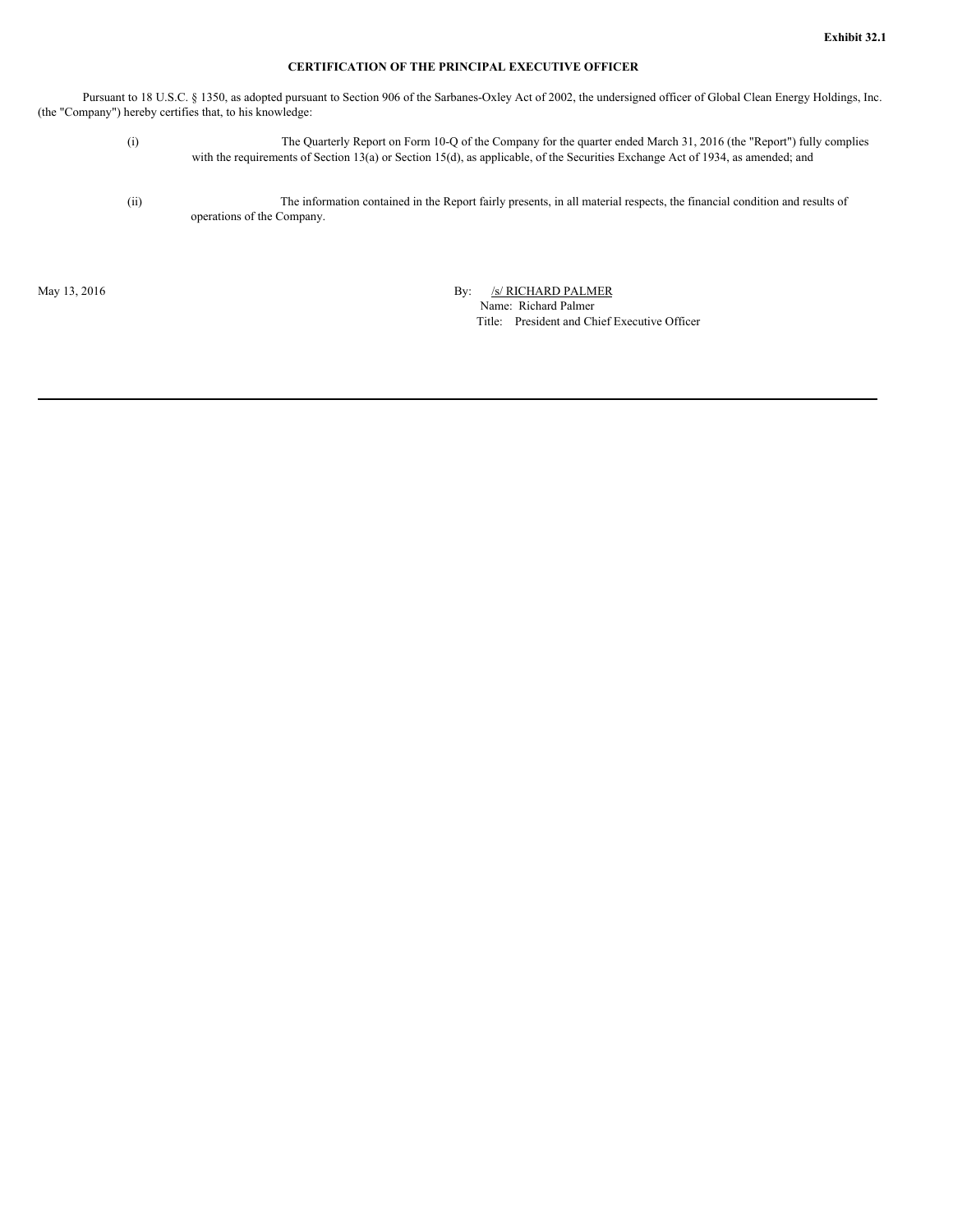**Exhibit 32.1**

**CERTIFICATION OF THE PRINCIPAL EXECUTIVE OFFICER**

Pursuant to 18 U.S.C. § 1350, as adopted pursuant to Section 906 of the Sarbanes-Oxley Act of 2002, the undersigned officer of Global Clean Energy Holdings, Inc. (the "Company") hereby certifies that, to his knowledge:

(i) The Quarterly Report on Form 10-Q of the Company for the quarter ended March 31, 2016 (the "Report") fully complies with the requirements of Section 13(a) or Section 15(d), as applicable, of the Securities Exchange Act of 1934, as amended; and

(ii) The information contained in the Report fairly presents, in all material respects, the financial condition and results of operations of the Company.

May 13, 2016

By: /s/ RICHARD PALMER
Name: Richard Palmer
Title: President and Chief Executive Officer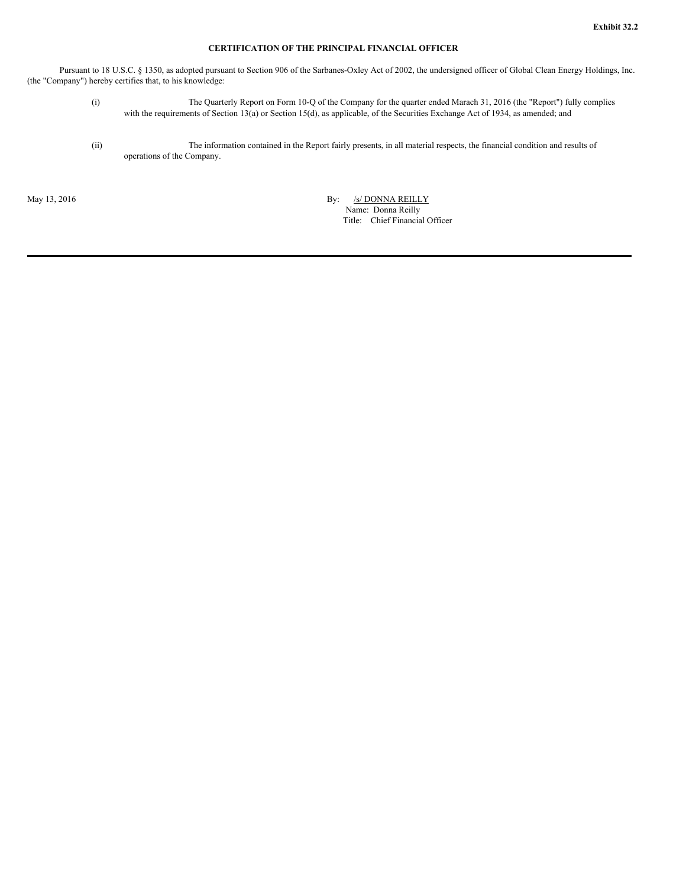**Exhibit 32.2**

**CERTIFICATION OF THE PRINCIPAL FINANCIAL OFFICER**

Pursuant to 18 U.S.C. § 1350, as adopted pursuant to Section 906 of the Sarbanes-Oxley Act of 2002, the undersigned officer of Global Clean Energy Holdings, Inc. (the "Company") hereby certifies that, to his knowledge:

(i) The Quarterly Report on Form 10-Q of the Company for the quarter ended Marach 31, 2016 (the "Report") fully complies with the requirements of Section 13(a) or Section 15(d), as applicable, of the Securities Exchange Act of 1934, as amended; and

(ii) The information contained in the Report fairly presents, in all material respects, the financial condition and results of operations of the Company.

May 13, 2016

By: /s/ DONNA REILLY
Name: Donna Reilly
Title: Chief Financial Officer